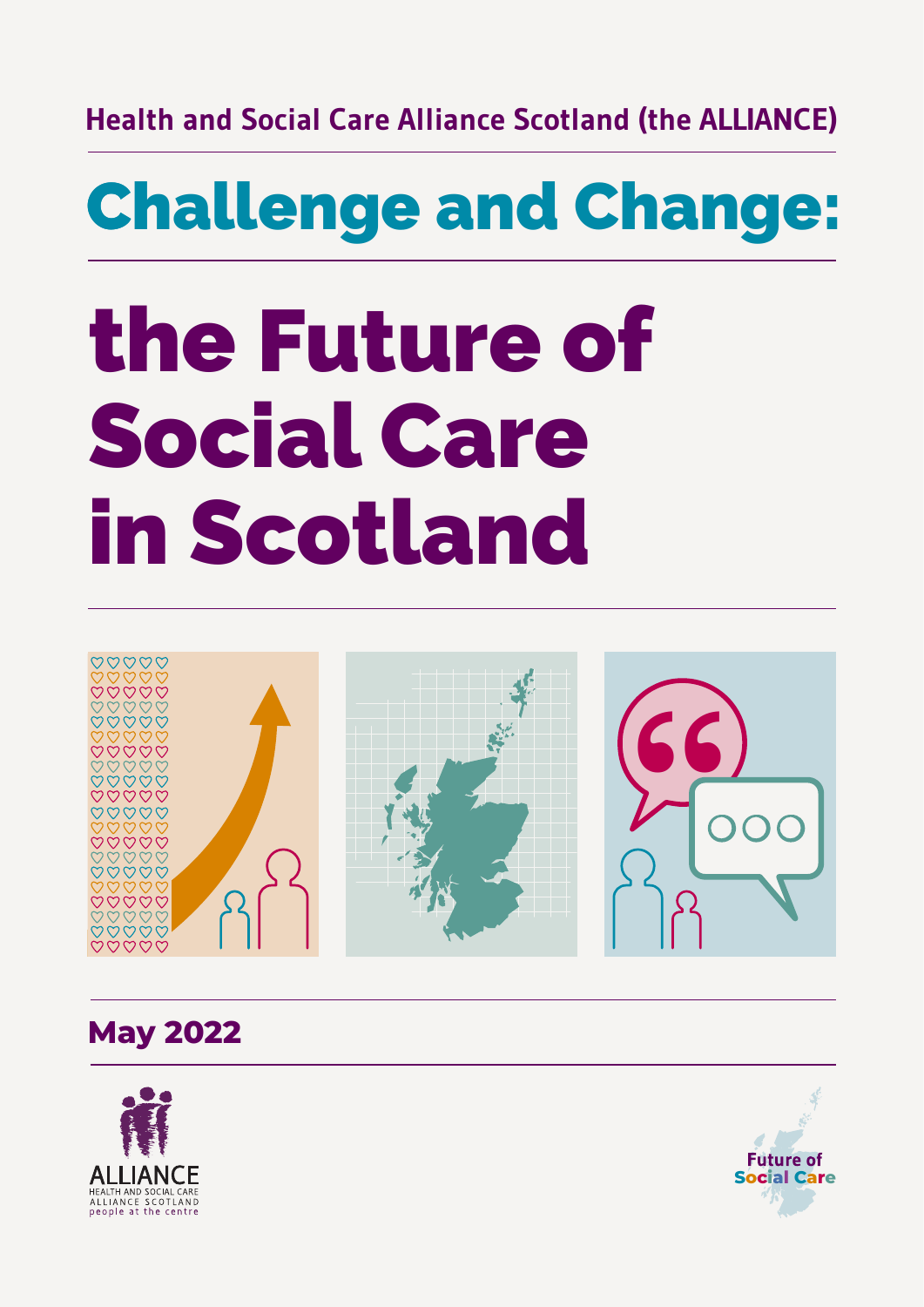Health and Social Care Alliance Scotland (the ALLIANCE)

# Challenge and Change:

# the Future of Social Care in Scotland

May 2022

ALLIANCE
HEALTH AND SOCIAL CARE
ALLIANCE SCOTLAND
people at the centre

Future of Social Care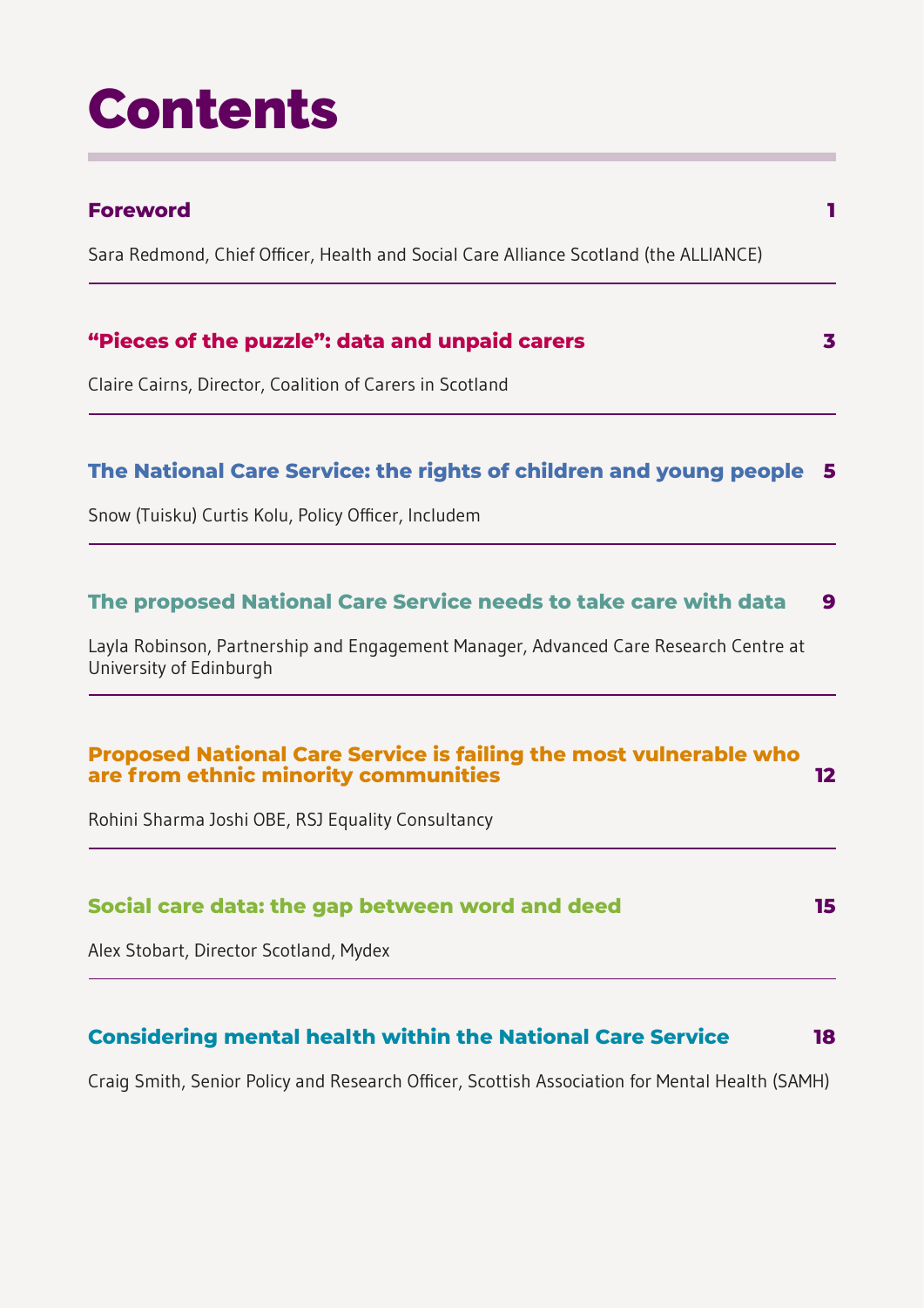# Contents

**Foreword** 1

Sara Redmond, Chief Officer, Health and Social Care Alliance Scotland (the ALLIANCE)

---

**"Pieces of the puzzle": data and unpaid carers** 3

Claire Cairns, Director, Coalition of Carers in Scotland

---

**The National Care Service: the rights of children and young people** 5

Snow (Tuisku) Curtis Kolu, Policy Officer, Includem

---

**The proposed National Care Service needs to take care with data** 9

Layla Robinson, Partnership and Engagement Manager, Advanced Care Research Centre at University of Edinburgh

---

**Proposed National Care Service is failing the most vulnerable who are from ethnic minority communities** 12

Rohini Sharma Joshi OBE, RSJ Equality Consultancy

---

**Social care data: the gap between word and deed** 15

Alex Stobart, Director Scotland, Mydex

---

**Considering mental health within the National Care Service** 18

Craig Smith, Senior Policy and Research Officer, Scottish Association for Mental Health (SAMH)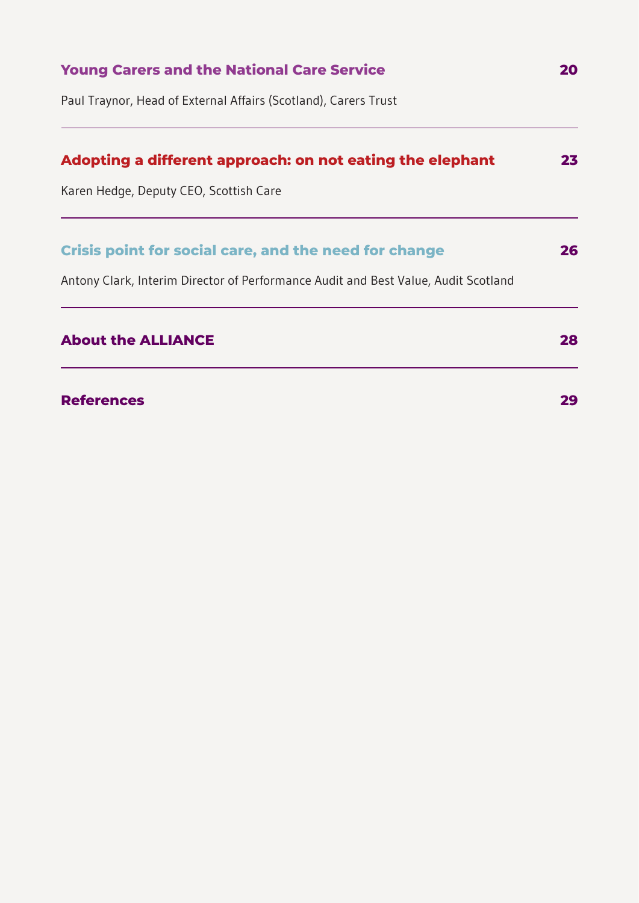**Young Carers and the National Care Service** 20

Paul Traynor, Head of External Affairs (Scotland), Carers Trust

---

**Adopting a different approach: on not eating the elephant** 23

Karen Hedge, Deputy CEO, Scottish Care

---

**Crisis point for social care, and the need for change** 26

Antony Clark, Interim Director of Performance Audit and Best Value, Audit Scotland

---

**About the ALLIANCE** 28

---

**References** 29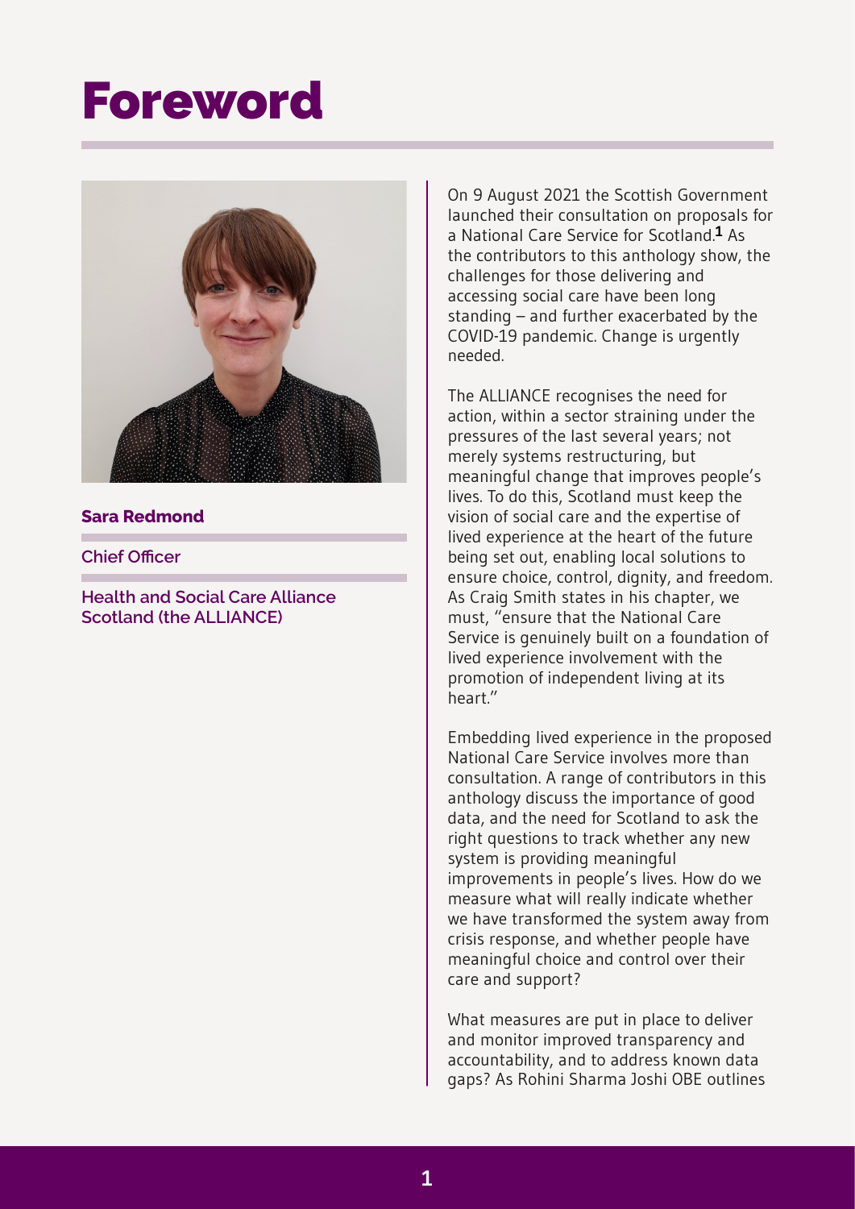# Foreword

**Sara Redmond**

Chief Officer

Health and Social Care Alliance Scotland (the ALLIANCE)

On 9 August 2021 the Scottish Government launched their consultation on proposals for a National Care Service for Scotland.[1] As the contributors to this anthology show, the challenges for those delivering and accessing social care have been long standing – and further exacerbated by the COVID-19 pandemic. Change is urgently needed.

The ALLIANCE recognises the need for action, within a sector straining under the pressures of the last several years; not merely systems restructuring, but meaningful change that improves people's lives. To do this, Scotland must keep the vision of social care and the expertise of lived experience at the heart of the future being set out, enabling local solutions to ensure choice, control, dignity, and freedom. As Craig Smith states in his chapter, we must, "ensure that the National Care Service is genuinely built on a foundation of lived experience involvement with the promotion of independent living at its heart."

Embedding lived experience in the proposed National Care Service involves more than consultation. A range of contributors in this anthology discuss the importance of good data, and the need for Scotland to ask the right questions to track whether any new system is providing meaningful improvements in people's lives. How do we measure what will really indicate whether we have transformed the system away from crisis response, and whether people have meaningful choice and control over their care and support?

What measures are put in place to deliver and monitor improved transparency and accountability, and to address known data gaps? As Rohini Sharma Joshi OBE outlines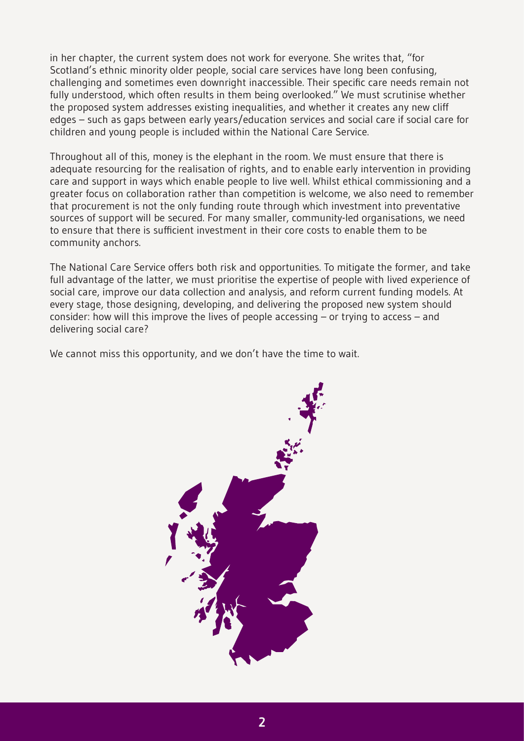in her chapter, the current system does not work for everyone. She writes that, "for Scotland's ethnic minority older people, social care services have long been confusing, challenging and sometimes even downright inaccessible. Their specific care needs remain not fully understood, which often results in them being overlooked." We must scrutinise whether the proposed system addresses existing inequalities, and whether it creates any new cliff edges – such as gaps between early years/education services and social care if social care for children and young people is included within the National Care Service.

Throughout all of this, money is the elephant in the room. We must ensure that there is adequate resourcing for the realisation of rights, and to enable early intervention in providing care and support in ways which enable people to live well. Whilst ethical commissioning and a greater focus on collaboration rather than competition is welcome, we also need to remember that procurement is not the only funding route through which investment into preventative sources of support will be secured. For many smaller, community-led organisations, we need to ensure that there is sufficient investment in their core costs to enable them to be community anchors.

The National Care Service offers both risk and opportunities. To mitigate the former, and take full advantage of the latter, we must prioritise the expertise of people with lived experience of social care, improve our data collection and analysis, and reform current funding models. At every stage, those designing, developing, and delivering the proposed new system should consider: how will this improve the lives of people accessing – or trying to access – and delivering social care?

We cannot miss this opportunity, and we don't have the time to wait.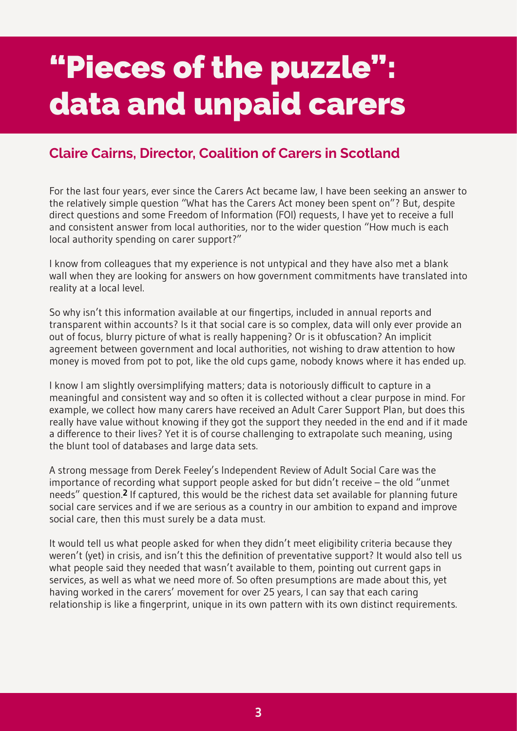# "Pieces of the puzzle": data and unpaid carers

## Claire Cairns, Director, Coalition of Carers in Scotland

For the last four years, ever since the Carers Act became law, I have been seeking an answer to the relatively simple question "What has the Carers Act money been spent on"? But, despite direct questions and some Freedom of Information (FOI) requests, I have yet to receive a full and consistent answer from local authorities, nor to the wider question "How much is each local authority spending on carer support?"

I know from colleagues that my experience is not untypical and they have also met a blank wall when they are looking for answers on how government commitments have translated into reality at a local level.

So why isn't this information available at our fingertips, included in annual reports and transparent within accounts? Is it that social care is so complex, data will only ever provide an out of focus, blurry picture of what is really happening? Or is it obfuscation? An implicit agreement between government and local authorities, not wishing to draw attention to how money is moved from pot to pot, like the old cups game, nobody knows where it has ended up.

I know I am slightly oversimplifying matters; data is notoriously difficult to capture in a meaningful and consistent way and so often it is collected without a clear purpose in mind. For example, we collect how many carers have received an Adult Carer Support Plan, but does this really have value without knowing if they got the support they needed in the end and if it made a difference to their lives? Yet it is of course challenging to extrapolate such meaning, using the blunt tool of databases and large data sets.

A strong message from Derek Feeley's Independent Review of Adult Social Care was the importance of recording what support people asked for but didn't receive – the old "unmet needs" question.[2] If captured, this would be the richest data set available for planning future social care services and if we are serious as a country in our ambition to expand and improve social care, then this must surely be a data must.

It would tell us what people asked for when they didn't meet eligibility criteria because they weren't (yet) in crisis, and isn't this the definition of preventative support? It would also tell us what people said they needed that wasn't available to them, pointing out current gaps in services, as well as what we need more of. So often presumptions are made about this, yet having worked in the carers' movement for over 25 years, I can say that each caring relationship is like a fingerprint, unique in its own pattern with its own distinct requirements.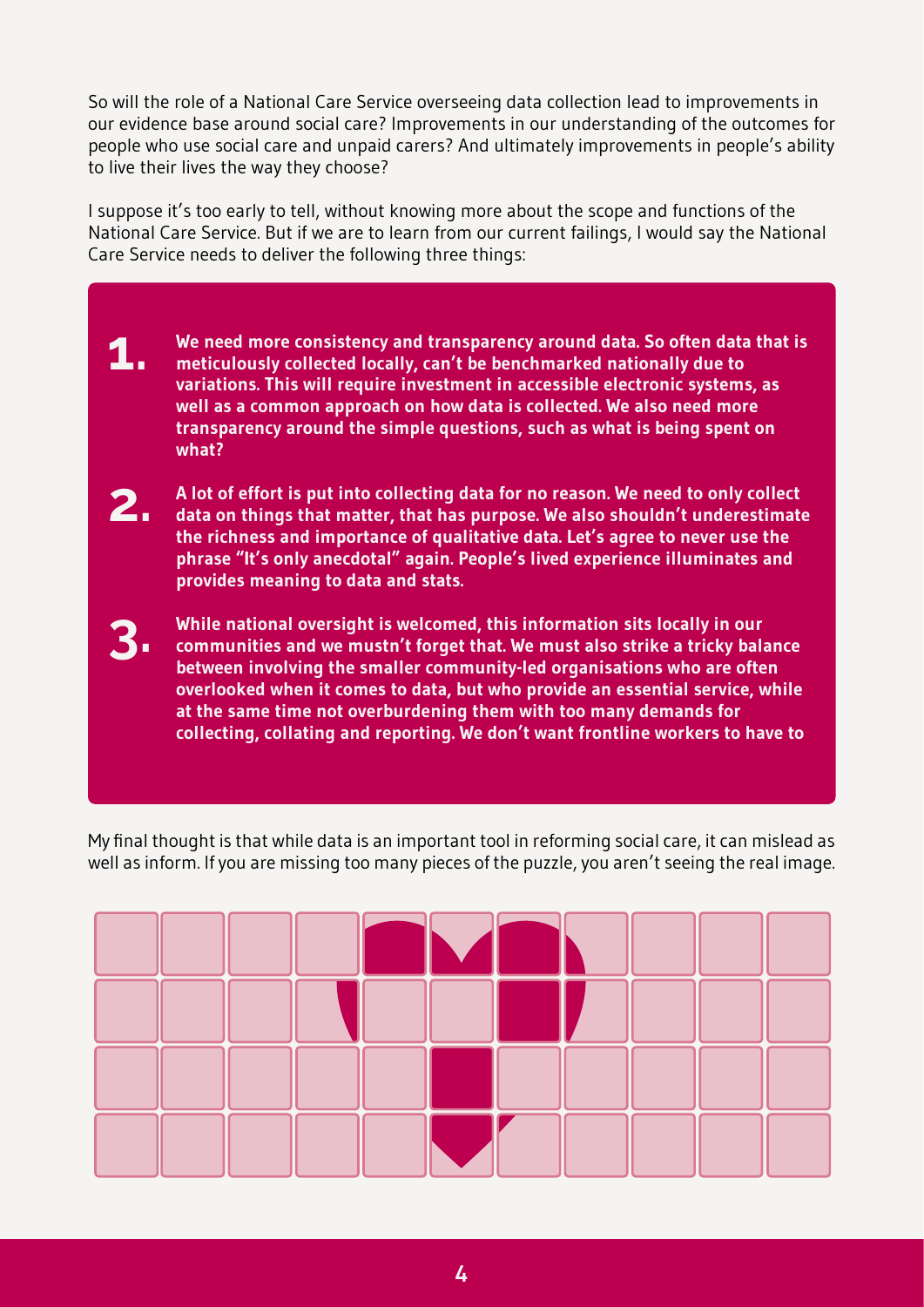So will the role of a National Care Service overseeing data collection lead to improvements in our evidence base around social care? Improvements in our understanding of the outcomes for people who use social care and unpaid carers? And ultimately improvements in people's ability to live their lives the way they choose?

I suppose it's too early to tell, without knowing more about the scope and functions of the National Care Service. But if we are to learn from our current failings, I would say the National Care Service needs to deliver the following three things:

1. **We need more consistency and transparency around data. So often data that is meticulously collected locally, can't be benchmarked nationally due to variations. This will require investment in accessible electronic systems, as well as a common approach on how data is collected. We also need more transparency around the simple questions, such as what is being spent on what?**

2. **A lot of effort is put into collecting data for no reason. We need to only collect data on things that matter, that has purpose. We also shouldn't underestimate the richness and importance of qualitative data. Let's agree to never use the phrase "It's only anecdotal" again. People's lived experience illuminates and provides meaning to data and stats.**

3. **While national oversight is welcomed, this information sits locally in our communities and we mustn't forget that. We must also strike a tricky balance between involving the smaller community-led organisations who are often overlooked when it comes to data, but who provide an essential service, while at the same time not overburdening them with too many demands for collecting, collating and reporting. We don't want frontline workers to have to**

My final thought is that while data is an important tool in reforming social care, it can mislead as well as inform. If you are missing too many pieces of the puzzle, you aren't seeing the real image.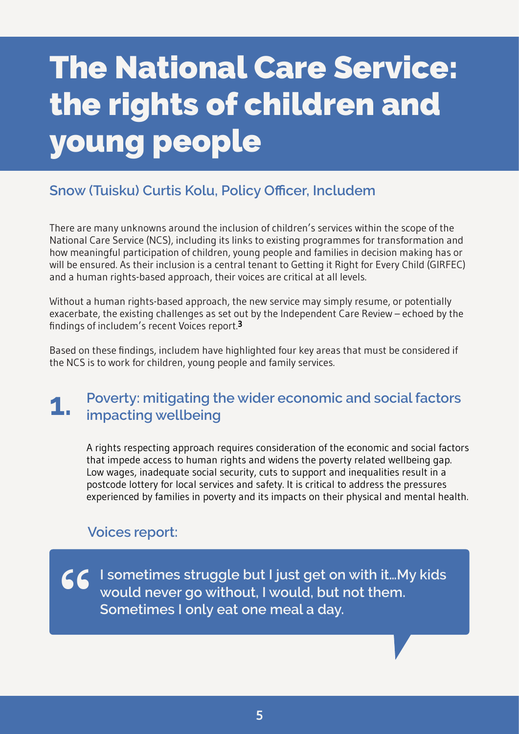# The National Care Service: the rights of children and young people

### Snow (Tuisku) Curtis Kolu, Policy Officer, Includem

There are many unknowns around the inclusion of children's services within the scope of the National Care Service (NCS), including its links to existing programmes for transformation and how meaningful participation of children, young people and families in decision making has or will be ensured. As their inclusion is a central tenant to Getting it Right for Every Child (GIRFEC) and a human rights-based approach, their voices are critical at all levels.

Without a human rights-based approach, the new service may simply resume, or potentially exacerbate, the existing challenges as set out by the Independent Care Review – echoed by the findings of includem's recent Voices report.[3]

Based on these findings, includem have highlighted four key areas that must be considered if the NCS is to work for children, young people and family services.

## 1. Poverty: mitigating the wider economic and social factors impacting wellbeing

A rights respecting approach requires consideration of the economic and social factors that impede access to human rights and widens the poverty related wellbeing gap. Low wages, inadequate social security, cuts to support and inequalities result in a postcode lottery for local services and safety. It is critical to address the pressures experienced by families in poverty and its impacts on their physical and mental health.

### Voices report:

> "I sometimes struggle but I just get on with it...My kids would never go without, I would, but not them. Sometimes I only eat one meal a day.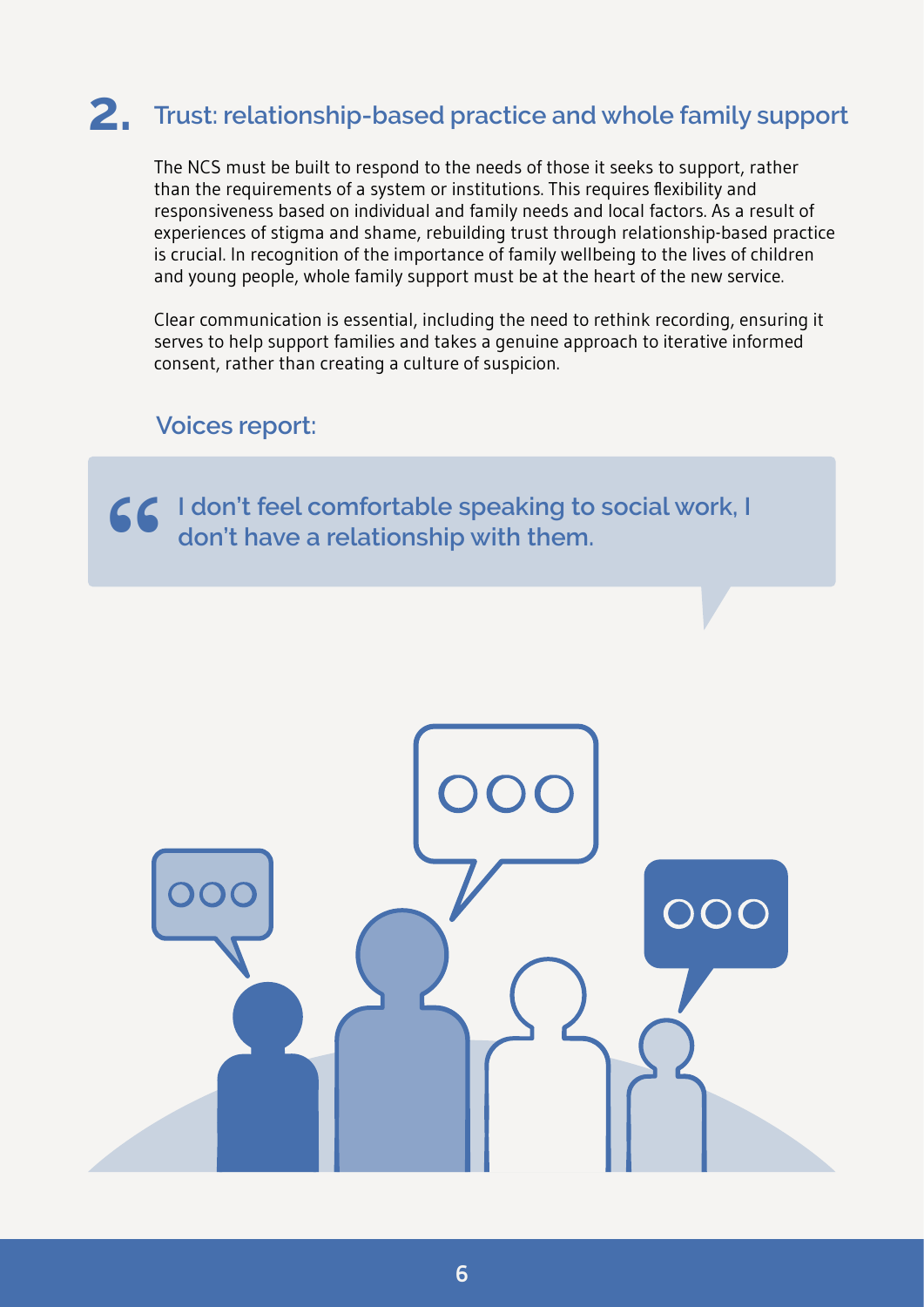## 2. Trust: relationship-based practice and whole family support

The NCS must be built to respond to the needs of those it seeks to support, rather than the requirements of a system or institutions. This requires flexibility and responsiveness based on individual and family needs and local factors. As a result of experiences of stigma and shame, rebuilding trust through relationship-based practice is crucial. In recognition of the importance of family wellbeing to the lives of children and young people, whole family support must be at the heart of the new service.

Clear communication is essential, including the need to rethink recording, ensuring it serves to help support families and takes a genuine approach to iterative informed consent, rather than creating a culture of suspicion.

### Voices report:

> **"I don't feel comfortable speaking to social work, I don't have a relationship with them.**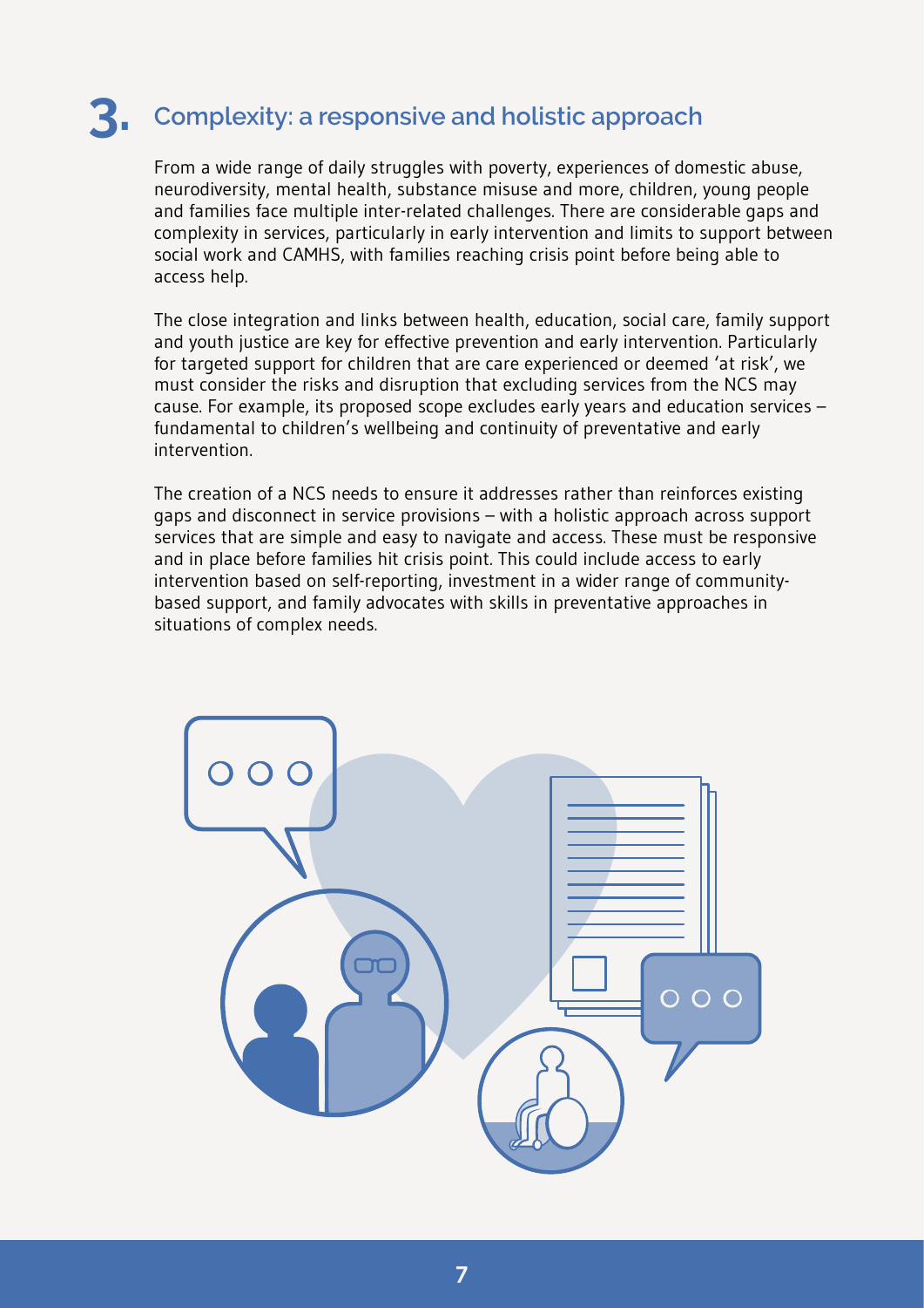## 3. Complexity: a responsive and holistic approach

From a wide range of daily struggles with poverty, experiences of domestic abuse, neurodiversity, mental health, substance misuse and more, children, young people and families face multiple inter-related challenges. There are considerable gaps and complexity in services, particularly in early intervention and limits to support between social work and CAMHS, with families reaching crisis point before being able to access help.

The close integration and links between health, education, social care, family support and youth justice are key for effective prevention and early intervention. Particularly for targeted support for children that are care experienced or deemed 'at risk', we must consider the risks and disruption that excluding services from the NCS may cause. For example, its proposed scope excludes early years and education services – fundamental to children's wellbeing and continuity of preventative and early intervention.

The creation of a NCS needs to ensure it addresses rather than reinforces existing gaps and disconnect in service provisions – with a holistic approach across support services that are simple and easy to navigate and access. These must be responsive and in place before families hit crisis point. This could include access to early intervention based on self-reporting, investment in a wider range of community-based support, and family advocates with skills in preventative approaches in situations of complex needs.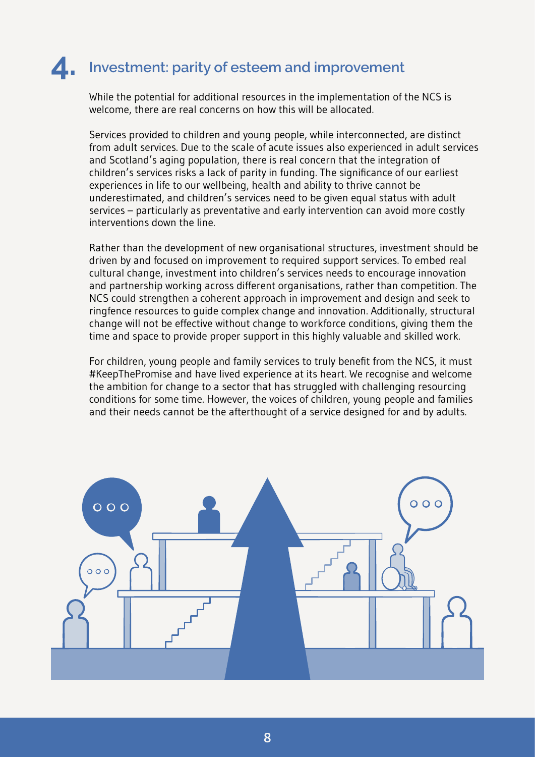## 4. Investment: parity of esteem and improvement

While the potential for additional resources in the implementation of the NCS is welcome, there are real concerns on how this will be allocated.

Services provided to children and young people, while interconnected, are distinct from adult services. Due to the scale of acute issues also experienced in adult services and Scotland's aging population, there is real concern that the integration of children's services risks a lack of parity in funding. The significance of our earliest experiences in life to our wellbeing, health and ability to thrive cannot be underestimated, and children's services need to be given equal status with adult services – particularly as preventative and early intervention can avoid more costly interventions down the line.

Rather than the development of new organisational structures, investment should be driven by and focused on improvement to required support services. To embed real cultural change, investment into children's services needs to encourage innovation and partnership working across different organisations, rather than competition. The NCS could strengthen a coherent approach in improvement and design and seek to ringfence resources to guide complex change and innovation. Additionally, structural change will not be effective without change to workforce conditions, giving them the time and space to provide proper support in this highly valuable and skilled work.

For children, young people and family services to truly benefit from the NCS, it must #KeepThePromise and have lived experience at its heart. We recognise and welcome the ambition for change to a sector that has struggled with challenging resourcing conditions for some time. However, the voices of children, young people and families and their needs cannot be the afterthought of a service designed for and by adults.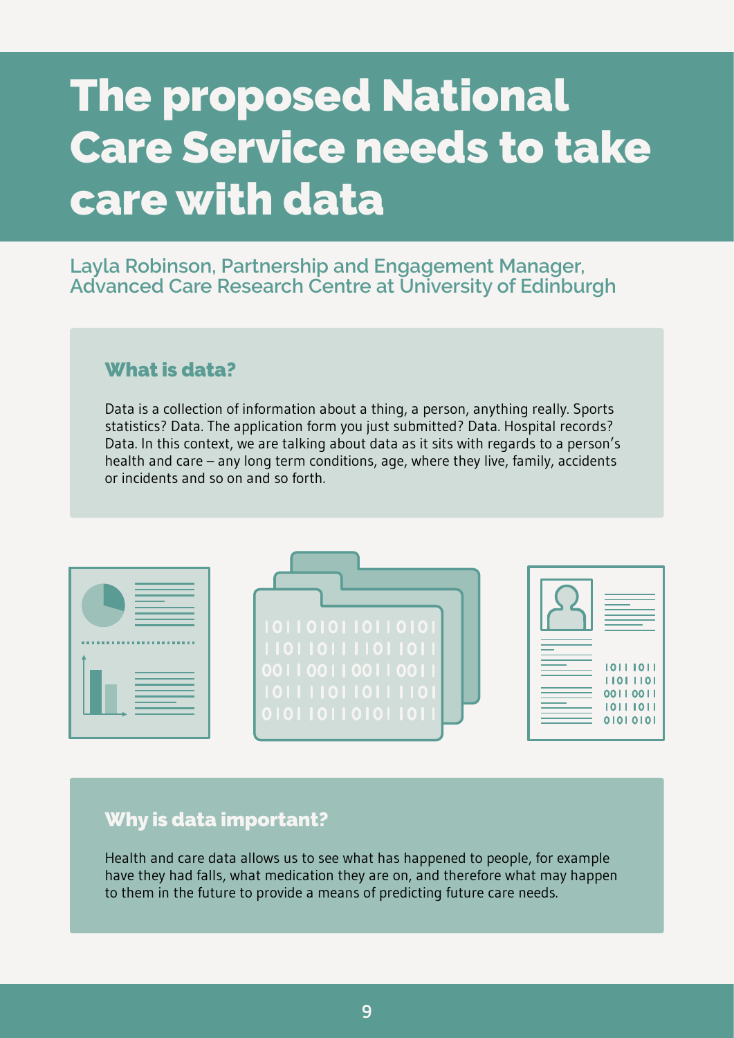# The proposed National Care Service needs to take care with data

Layla Robinson, Partnership and Engagement Manager, Advanced Care Research Centre at University of Edinburgh

## What is data?

Data is a collection of information about a thing, a person, anything really. Sports statistics? Data. The application form you just submitted? Data. Hospital records? Data. In this context, we are talking about data as it sits with regards to a person's health and care – any long term conditions, age, where they live, family, accidents or incidents and so on and so forth.

## Why is data important?

Health and care data allows us to see what has happened to people, for example have they had falls, what medication they are on, and therefore what may happen to them in the future to provide a means of predicting future care needs.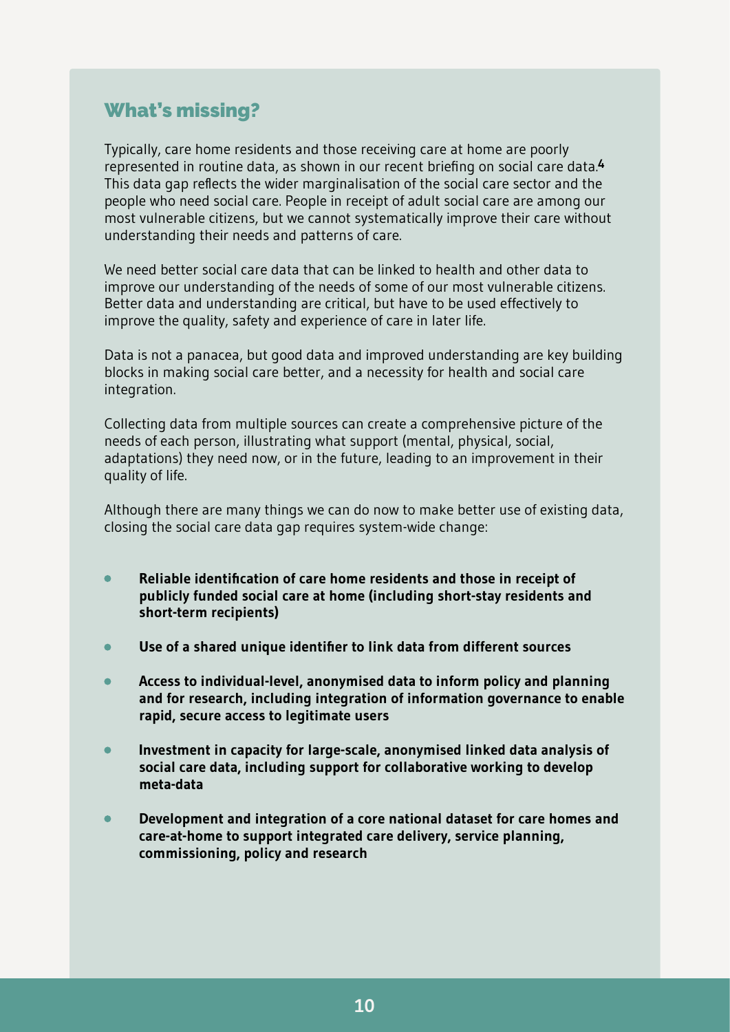## What's missing?

Typically, care home residents and those receiving care at home are poorly represented in routine data, as shown in our recent briefing on social care data.[4] This data gap reflects the wider marginalisation of the social care sector and the people who need social care. People in receipt of adult social care are among our most vulnerable citizens, but we cannot systematically improve their care without understanding their needs and patterns of care.

We need better social care data that can be linked to health and other data to improve our understanding of the needs of some of our most vulnerable citizens. Better data and understanding are critical, but have to be used effectively to improve the quality, safety and experience of care in later life.

Data is not a panacea, but good data and improved understanding are key building blocks in making social care better, and a necessity for health and social care integration.

Collecting data from multiple sources can create a comprehensive picture of the needs of each person, illustrating what support (mental, physical, social, adaptations) they need now, or in the future, leading to an improvement in their quality of life.

Although there are many things we can do now to make better use of existing data, closing the social care data gap requires system-wide change:

- **Reliable identification of care home residents and those in receipt of publicly funded social care at home (including short-stay residents and short-term recipients)**
- **Use of a shared unique identifier to link data from different sources**
- **Access to individual-level, anonymised data to inform policy and planning and for research, including integration of information governance to enable rapid, secure access to legitimate users**
- **Investment in capacity for large-scale, anonymised linked data analysis of social care data, including support for collaborative working to develop meta-data**
- **Development and integration of a core national dataset for care homes and care-at-home to support integrated care delivery, service planning, commissioning, policy and research**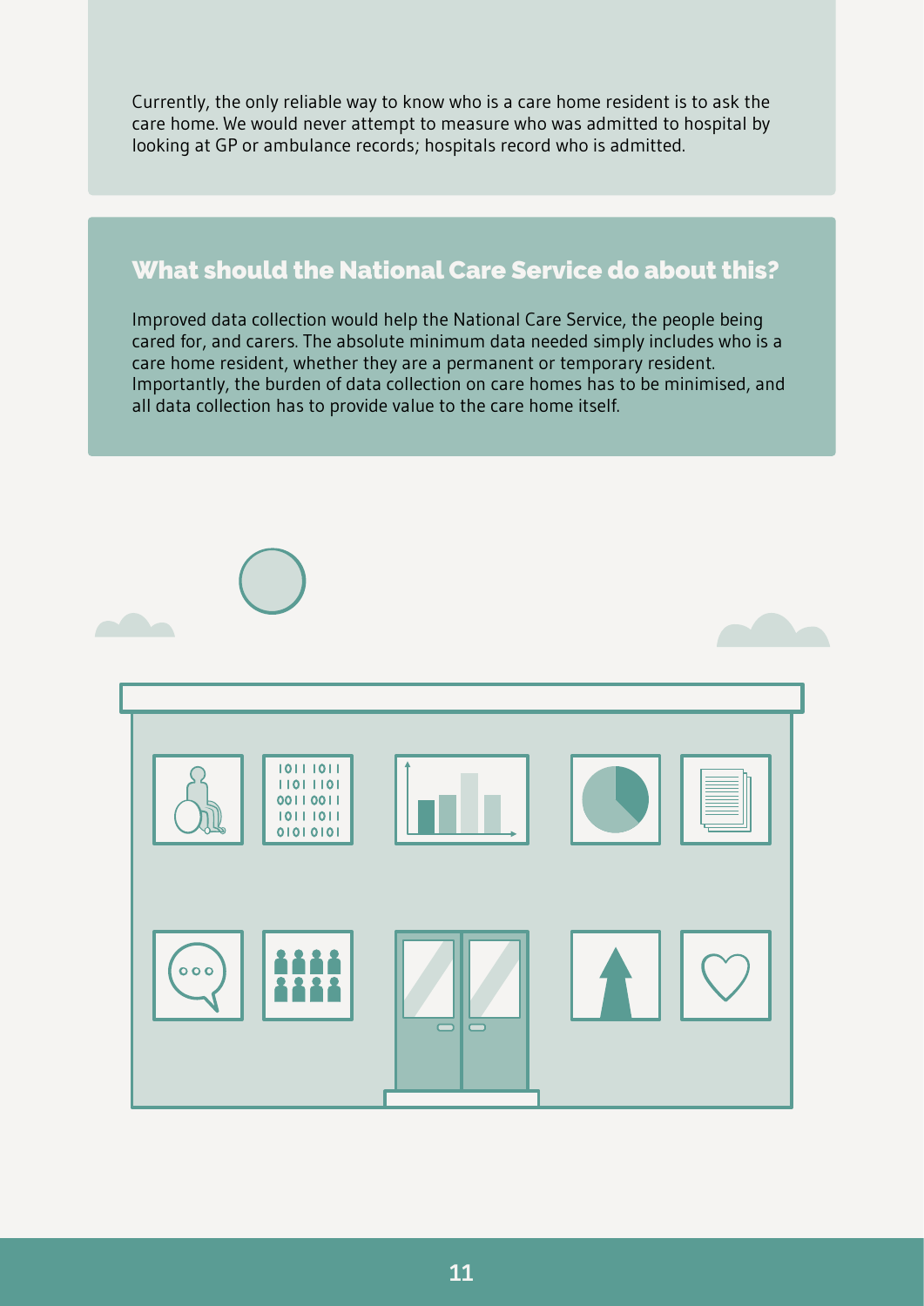Currently, the only reliable way to know who is a care home resident is to ask the care home. We would never attempt to measure who was admitted to hospital by looking at GP or ambulance records; hospitals record who is admitted.

## What should the National Care Service do about this?

Improved data collection would help the National Care Service, the people being cared for, and carers. The absolute minimum data needed simply includes who is a care home resident, whether they are a permanent or temporary resident. Importantly, the burden of data collection on care homes has to be minimised, and all data collection has to provide value to the care home itself.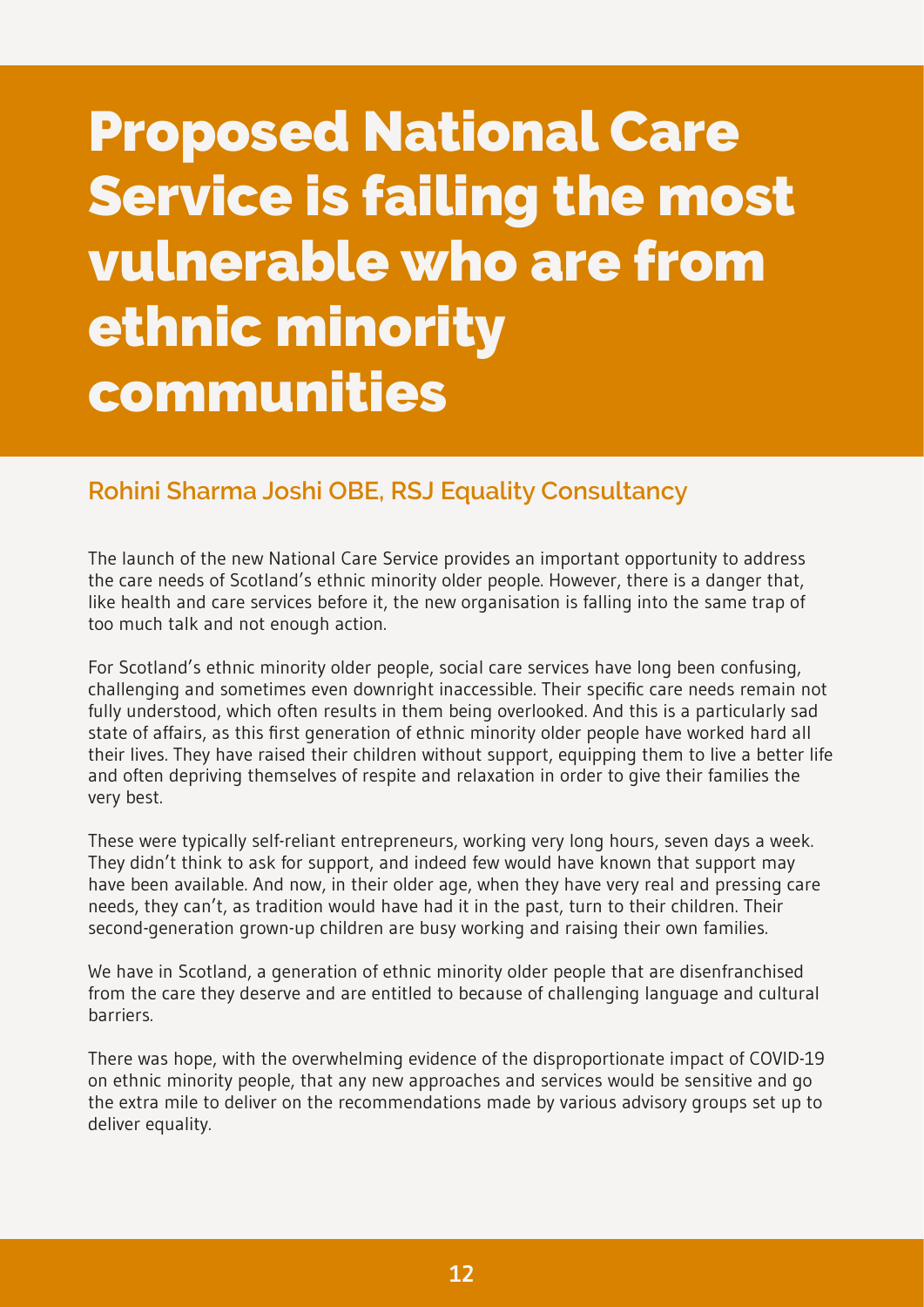# Proposed National Care Service is failing the most vulnerable who are from ethnic minority communities

### Rohini Sharma Joshi OBE, RSJ Equality Consultancy

The launch of the new National Care Service provides an important opportunity to address the care needs of Scotland's ethnic minority older people. However, there is a danger that, like health and care services before it, the new organisation is falling into the same trap of too much talk and not enough action.

For Scotland's ethnic minority older people, social care services have long been confusing, challenging and sometimes even downright inaccessible. Their specific care needs remain not fully understood, which often results in them being overlooked. And this is a particularly sad state of affairs, as this first generation of ethnic minority older people have worked hard all their lives. They have raised their children without support, equipping them to live a better life and often depriving themselves of respite and relaxation in order to give their families the very best.

These were typically self-reliant entrepreneurs, working very long hours, seven days a week. They didn't think to ask for support, and indeed few would have known that support may have been available. And now, in their older age, when they have very real and pressing care needs, they can't, as tradition would have had it in the past, turn to their children. Their second-generation grown-up children are busy working and raising their own families.

We have in Scotland, a generation of ethnic minority older people that are disenfranchised from the care they deserve and are entitled to because of challenging language and cultural barriers.

There was hope, with the overwhelming evidence of the disproportionate impact of COVID-19 on ethnic minority people, that any new approaches and services would be sensitive and go the extra mile to deliver on the recommendations made by various advisory groups set up to deliver equality.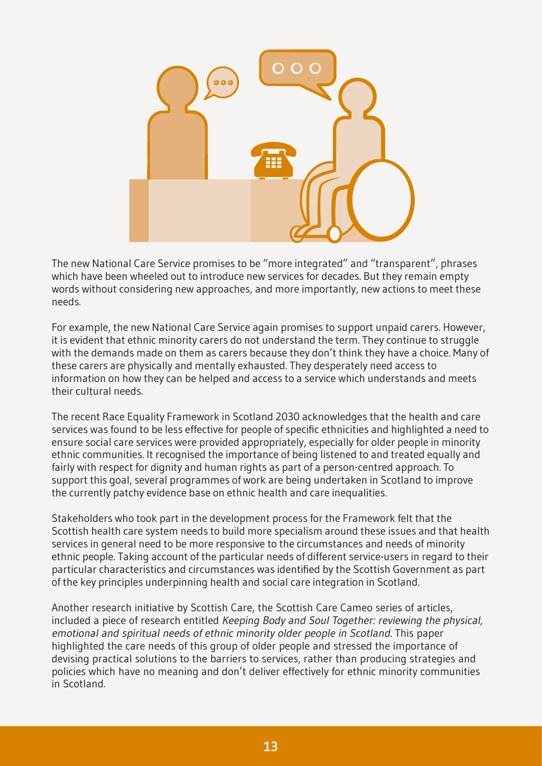The new National Care Service promises to be "more integrated" and "transparent", phrases which have been wheeled out to introduce new services for decades. But they remain empty words without considering new approaches, and more importantly, new actions to meet these needs.

For example, the new National Care Service again promises to support unpaid carers. However, it is evident that ethnic minority carers do not understand the term. They continue to struggle with the demands made on them as carers because they don't think they have a choice. Many of these carers are physically and mentally exhausted. They desperately need access to information on how they can be helped and access to a service which understands and meets their cultural needs.

The recent Race Equality Framework in Scotland 2030 acknowledges that the health and care services was found to be less effective for people of specific ethnicities and highlighted a need to ensure social care services were provided appropriately, especially for older people in minority ethnic communities. It recognised the importance of being listened to and treated equally and fairly with respect for dignity and human rights as part of a person-centred approach. To support this goal, several programmes of work are being undertaken in Scotland to improve the currently patchy evidence base on ethnic health and care inequalities.

Stakeholders who took part in the development process for the Framework felt that the Scottish health care system needs to build more specialism around these issues and that health services in general need to be more responsive to the circumstances and needs of minority ethnic people. Taking account of the particular needs of different service-users in regard to their particular characteristics and circumstances was identified by the Scottish Government as part of the key principles underpinning health and social care integration in Scotland.

Another research initiative by Scottish Care, the Scottish Care Cameo series of articles, included a piece of research entitled *Keeping Body and Soul Together: reviewing the physical, emotional and spiritual needs of ethnic minority older people in Scotland*. This paper highlighted the care needs of this group of older people and stressed the importance of devising practical solutions to the barriers to services, rather than producing strategies and policies which have no meaning and don't deliver effectively for ethnic minority communities in Scotland.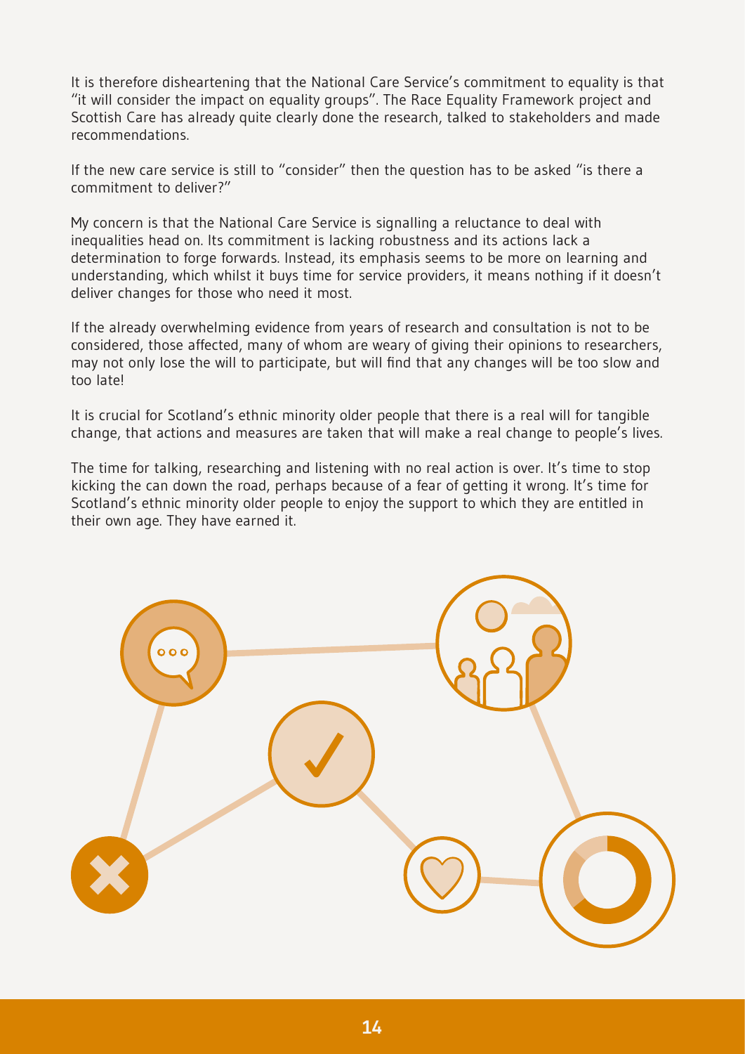It is therefore disheartening that the National Care Service's commitment to equality is that "it will consider the impact on equality groups". The Race Equality Framework project and Scottish Care has already quite clearly done the research, talked to stakeholders and made recommendations.

If the new care service is still to "consider" then the question has to be asked "is there a commitment to deliver?"

My concern is that the National Care Service is signalling a reluctance to deal with inequalities head on. Its commitment is lacking robustness and its actions lack a determination to forge forwards. Instead, its emphasis seems to be more on learning and understanding, which whilst it buys time for service providers, it means nothing if it doesn't deliver changes for those who need it most.

If the already overwhelming evidence from years of research and consultation is not to be considered, those affected, many of whom are weary of giving their opinions to researchers, may not only lose the will to participate, but will find that any changes will be too slow and too late!

It is crucial for Scotland's ethnic minority older people that there is a real will for tangible change, that actions and measures are taken that will make a real change to people's lives.

The time for talking, researching and listening with no real action is over. It's time to stop kicking the can down the road, perhaps because of a fear of getting it wrong. It's time for Scotland's ethnic minority older people to enjoy the support to which they are entitled in their own age. They have earned it.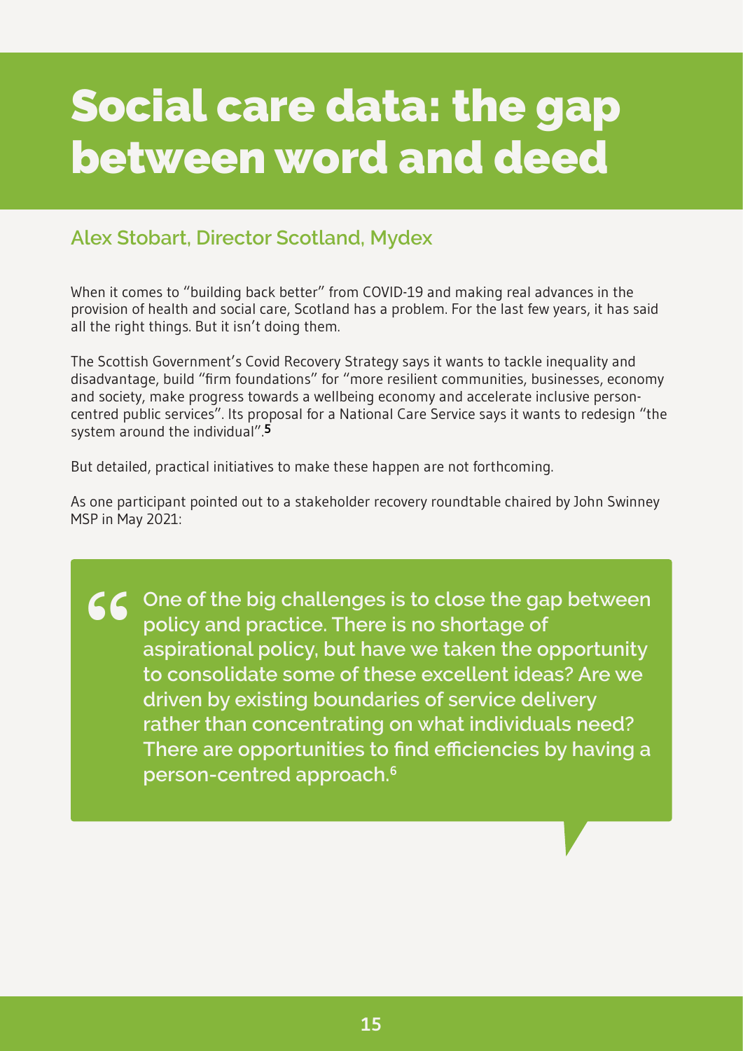# Social care data: the gap between word and deed

## Alex Stobart, Director Scotland, Mydex

When it comes to "building back better" from COVID-19 and making real advances in the provision of health and social care, Scotland has a problem. For the last few years, it has said all the right things. But it isn't doing them.

The Scottish Government's Covid Recovery Strategy says it wants to tackle inequality and disadvantage, build "firm foundations" for "more resilient communities, businesses, economy and society, make progress towards a wellbeing economy and accelerate inclusive person-centred public services". Its proposal for a National Care Service says it wants to redesign "the system around the individual".[5]

But detailed, practical initiatives to make these happen are not forthcoming.

As one participant pointed out to a stakeholder recovery roundtable chaired by John Swinney MSP in May 2021:

> **"One of the big challenges is to close the gap between policy and practice. There is no shortage of aspirational policy, but have we taken the opportunity to consolidate some of these excellent ideas? Are we driven by existing boundaries of service delivery rather than concentrating on what individuals need? There are opportunities to find efficiencies by having a person-centred approach.[6]**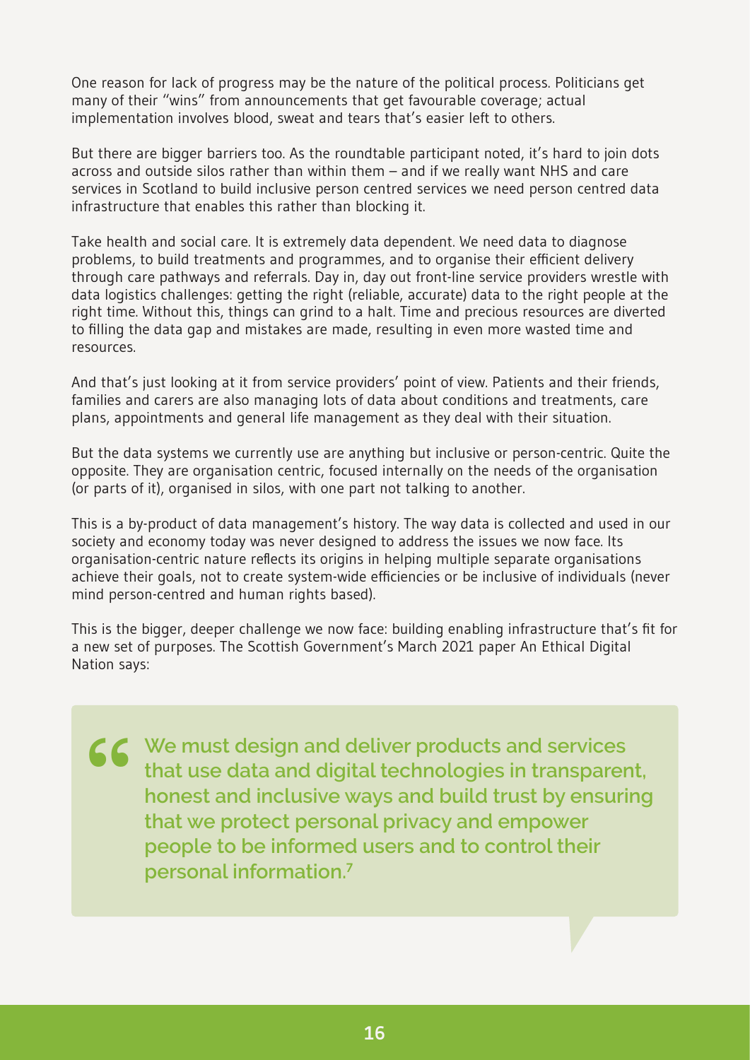One reason for lack of progress may be the nature of the political process. Politicians get many of their "wins" from announcements that get favourable coverage; actual implementation involves blood, sweat and tears that's easier left to others.

But there are bigger barriers too. As the roundtable participant noted, it's hard to join dots across and outside silos rather than within them – and if we really want NHS and care services in Scotland to build inclusive person centred services we need person centred data infrastructure that enables this rather than blocking it.

Take health and social care. It is extremely data dependent. We need data to diagnose problems, to build treatments and programmes, and to organise their efficient delivery through care pathways and referrals. Day in, day out front-line service providers wrestle with data logistics challenges: getting the right (reliable, accurate) data to the right people at the right time. Without this, things can grind to a halt. Time and precious resources are diverted to filling the data gap and mistakes are made, resulting in even more wasted time and resources.

And that's just looking at it from service providers' point of view. Patients and their friends, families and carers are also managing lots of data about conditions and treatments, care plans, appointments and general life management as they deal with their situation.

But the data systems we currently use are anything but inclusive or person-centric. Quite the opposite. They are organisation centric, focused internally on the needs of the organisation (or parts of it), organised in silos, with one part not talking to another.

This is a by-product of data management's history. The way data is collected and used in our society and economy today was never designed to address the issues we now face. Its organisation-centric nature reflects its origins in helping multiple separate organisations achieve their goals, not to create system-wide efficiencies or be inclusive of individuals (never mind person-centred and human rights based).

This is the bigger, deeper challenge we now face: building enabling infrastructure that's fit for a new set of purposes. The Scottish Government's March 2021 paper An Ethical Digital Nation says:

> **"We must design and deliver products and services that use data and digital technologies in transparent, honest and inclusive ways and build trust by ensuring that we protect personal privacy and empower people to be informed users and to control their personal information.[7]**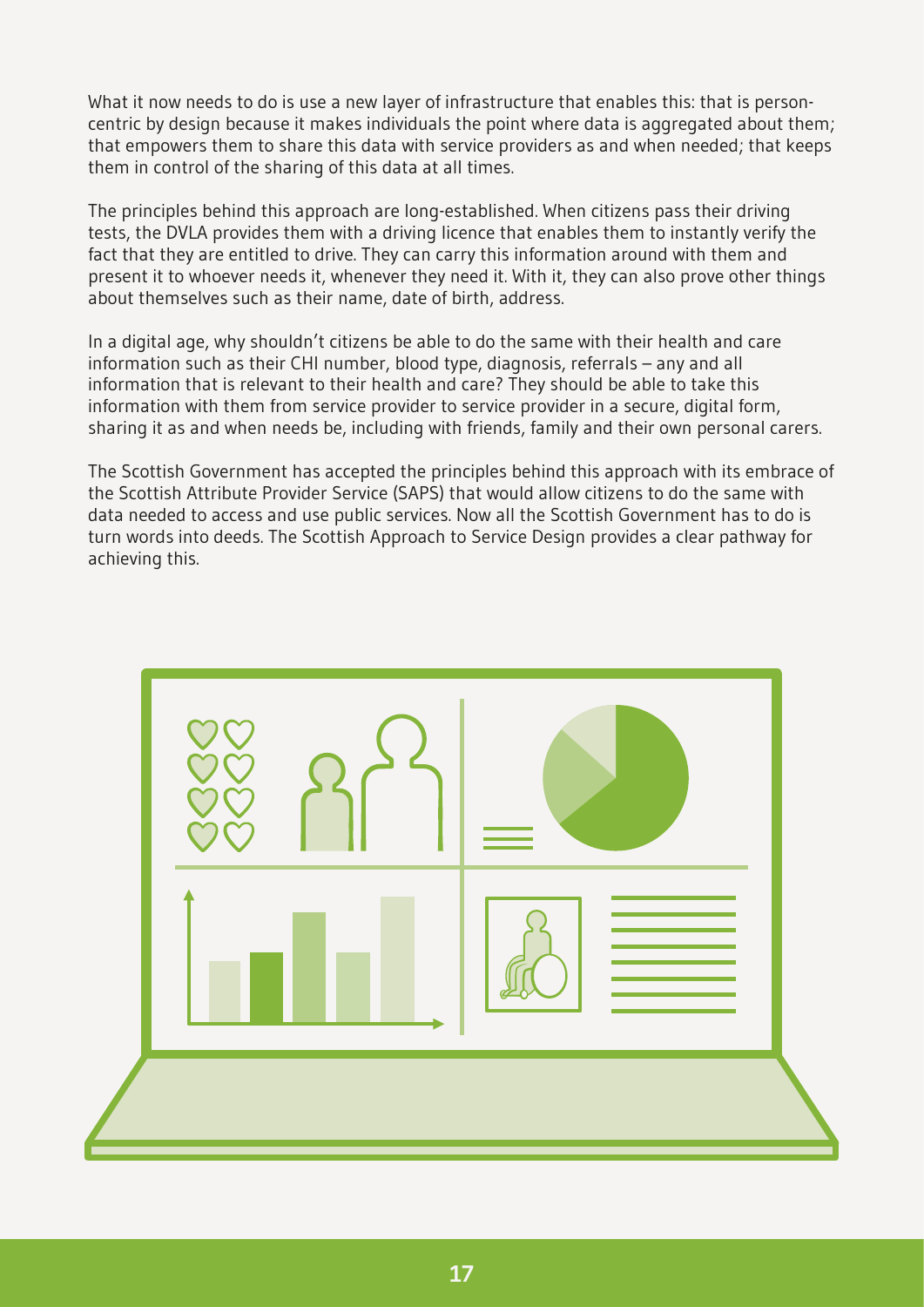What it now needs to do is use a new layer of infrastructure that enables this: that is person-centric by design because it makes individuals the point where data is aggregated about them; that empowers them to share this data with service providers as and when needed; that keeps them in control of the sharing of this data at all times.

The principles behind this approach are long-established. When citizens pass their driving tests, the DVLA provides them with a driving licence that enables them to instantly verify the fact that they are entitled to drive. They can carry this information around with them and present it to whoever needs it, whenever they need it. With it, they can also prove other things about themselves such as their name, date of birth, address.

In a digital age, why shouldn't citizens be able to do the same with their health and care information such as their CHI number, blood type, diagnosis, referrals – any and all information that is relevant to their health and care? They should be able to take this information with them from service provider to service provider in a secure, digital form, sharing it as and when needs be, including with friends, family and their own personal carers.

The Scottish Government has accepted the principles behind this approach with its embrace of the Scottish Attribute Provider Service (SAPS) that would allow citizens to do the same with data needed to access and use public services. Now all the Scottish Government has to do is turn words into deeds. The Scottish Approach to Service Design provides a clear pathway for achieving this.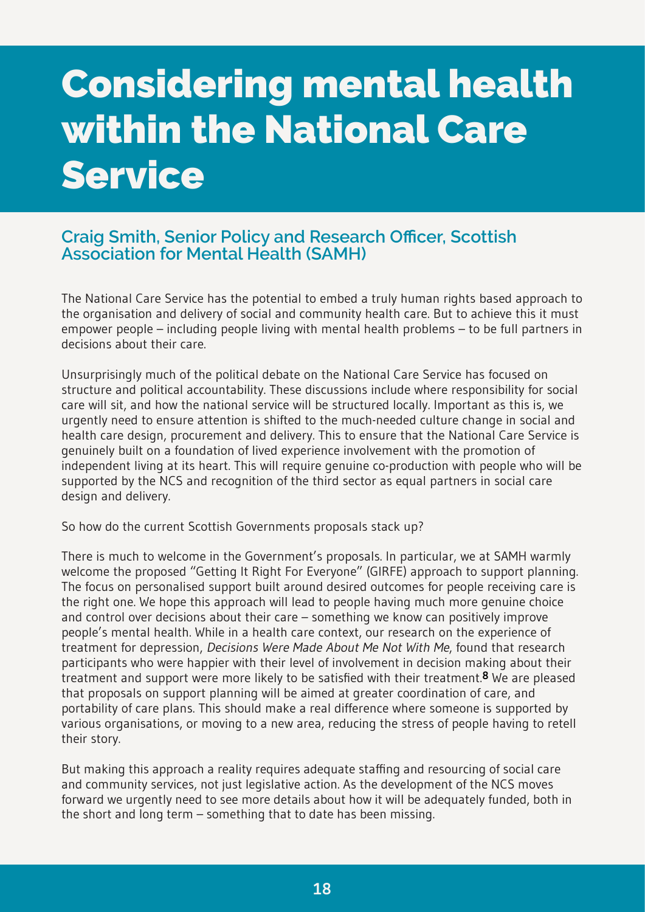# Considering mental health within the National Care Service

## Craig Smith, Senior Policy and Research Officer, Scottish Association for Mental Health (SAMH)

The National Care Service has the potential to embed a truly human rights based approach to the organisation and delivery of social and community health care. But to achieve this it must empower people – including people living with mental health problems – to be full partners in decisions about their care.

Unsurprisingly much of the political debate on the National Care Service has focused on structure and political accountability. These discussions include where responsibility for social care will sit, and how the national service will be structured locally. Important as this is, we urgently need to ensure attention is shifted to the much-needed culture change in social and health care design, procurement and delivery. This to ensure that the National Care Service is genuinely built on a foundation of lived experience involvement with the promotion of independent living at its heart. This will require genuine co-production with people who will be supported by the NCS and recognition of the third sector as equal partners in social care design and delivery.

So how do the current Scottish Governments proposals stack up?

There is much to welcome in the Government's proposals. In particular, we at SAMH warmly welcome the proposed "Getting It Right For Everyone" (GIRFE) approach to support planning. The focus on personalised support built around desired outcomes for people receiving care is the right one. We hope this approach will lead to people having much more genuine choice and control over decisions about their care – something we know can positively improve people's mental health. While in a health care context, our research on the experience of treatment for depression, *Decisions Were Made About Me Not With Me*, found that research participants who were happier with their level of involvement in decision making about their treatment and support were more likely to be satisfied with their treatment.[8] We are pleased that proposals on support planning will be aimed at greater coordination of care, and portability of care plans. This should make a real difference where someone is supported by various organisations, or moving to a new area, reducing the stress of people having to retell their story.

But making this approach a reality requires adequate staffing and resourcing of social care and community services, not just legislative action. As the development of the NCS moves forward we urgently need to see more details about how it will be adequately funded, both in the short and long term – something that to date has been missing.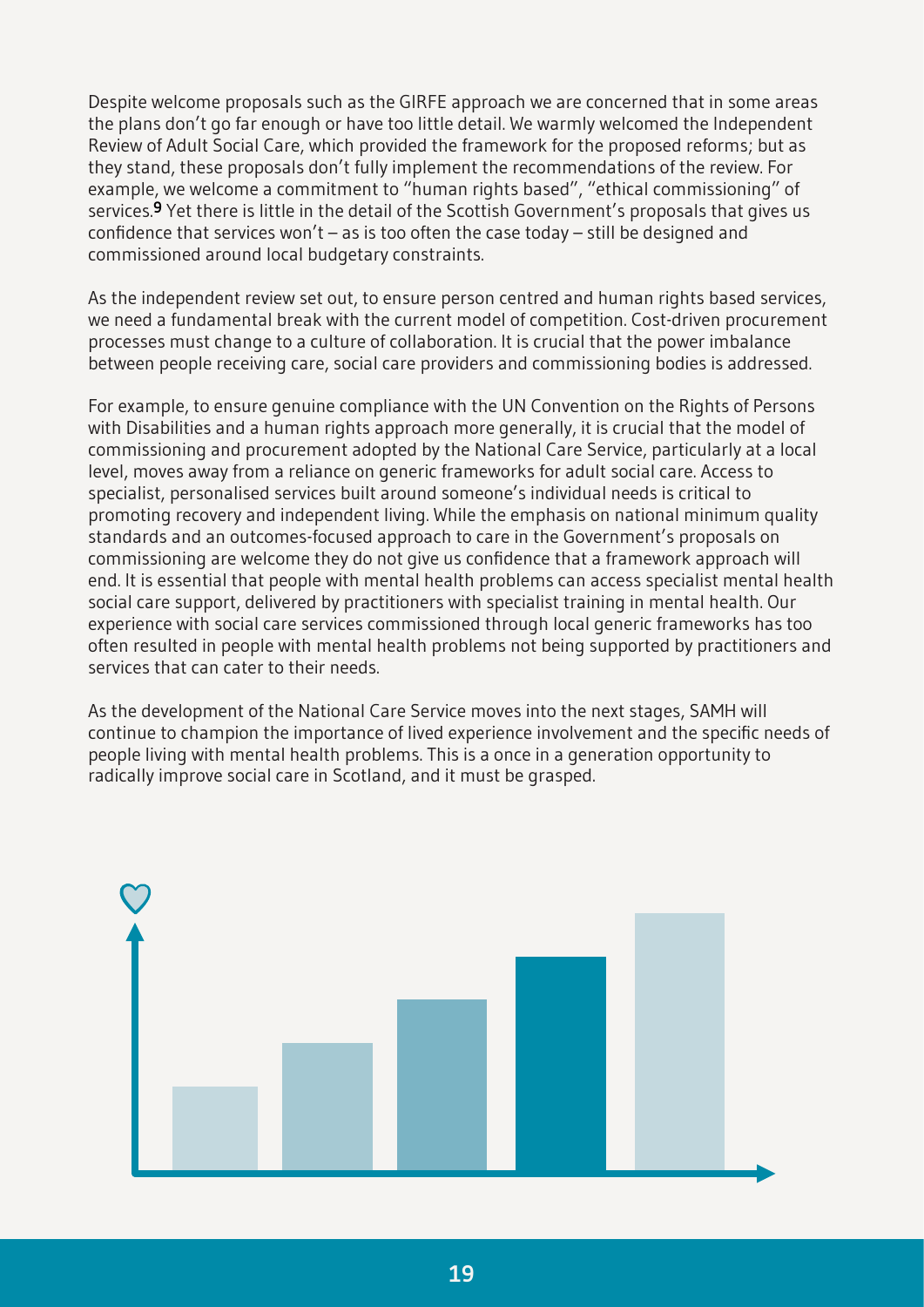Despite welcome proposals such as the GIRFE approach we are concerned that in some areas the plans don't go far enough or have too little detail. We warmly welcomed the Independent Review of Adult Social Care, which provided the framework for the proposed reforms; but as they stand, these proposals don't fully implement the recommendations of the review. For example, we welcome a commitment to "human rights based", "ethical commissioning" of services.[9] Yet there is little in the detail of the Scottish Government's proposals that gives us confidence that services won't – as is too often the case today – still be designed and commissioned around local budgetary constraints.

As the independent review set out, to ensure person centred and human rights based services, we need a fundamental break with the current model of competition. Cost-driven procurement processes must change to a culture of collaboration. It is crucial that the power imbalance between people receiving care, social care providers and commissioning bodies is addressed.

For example, to ensure genuine compliance with the UN Convention on the Rights of Persons with Disabilities and a human rights approach more generally, it is crucial that the model of commissioning and procurement adopted by the National Care Service, particularly at a local level, moves away from a reliance on generic frameworks for adult social care. Access to specialist, personalised services built around someone's individual needs is critical to promoting recovery and independent living. While the emphasis on national minimum quality standards and an outcomes-focused approach to care in the Government's proposals on commissioning are welcome they do not give us confidence that a framework approach will end. It is essential that people with mental health problems can access specialist mental health social care support, delivered by practitioners with specialist training in mental health. Our experience with social care services commissioned through local generic frameworks has too often resulted in people with mental health problems not being supported by practitioners and services that can cater to their needs.

As the development of the National Care Service moves into the next stages, SAMH will continue to champion the importance of lived experience involvement and the specific needs of people living with mental health problems. This is a once in a generation opportunity to radically improve social care in Scotland, and it must be grasped.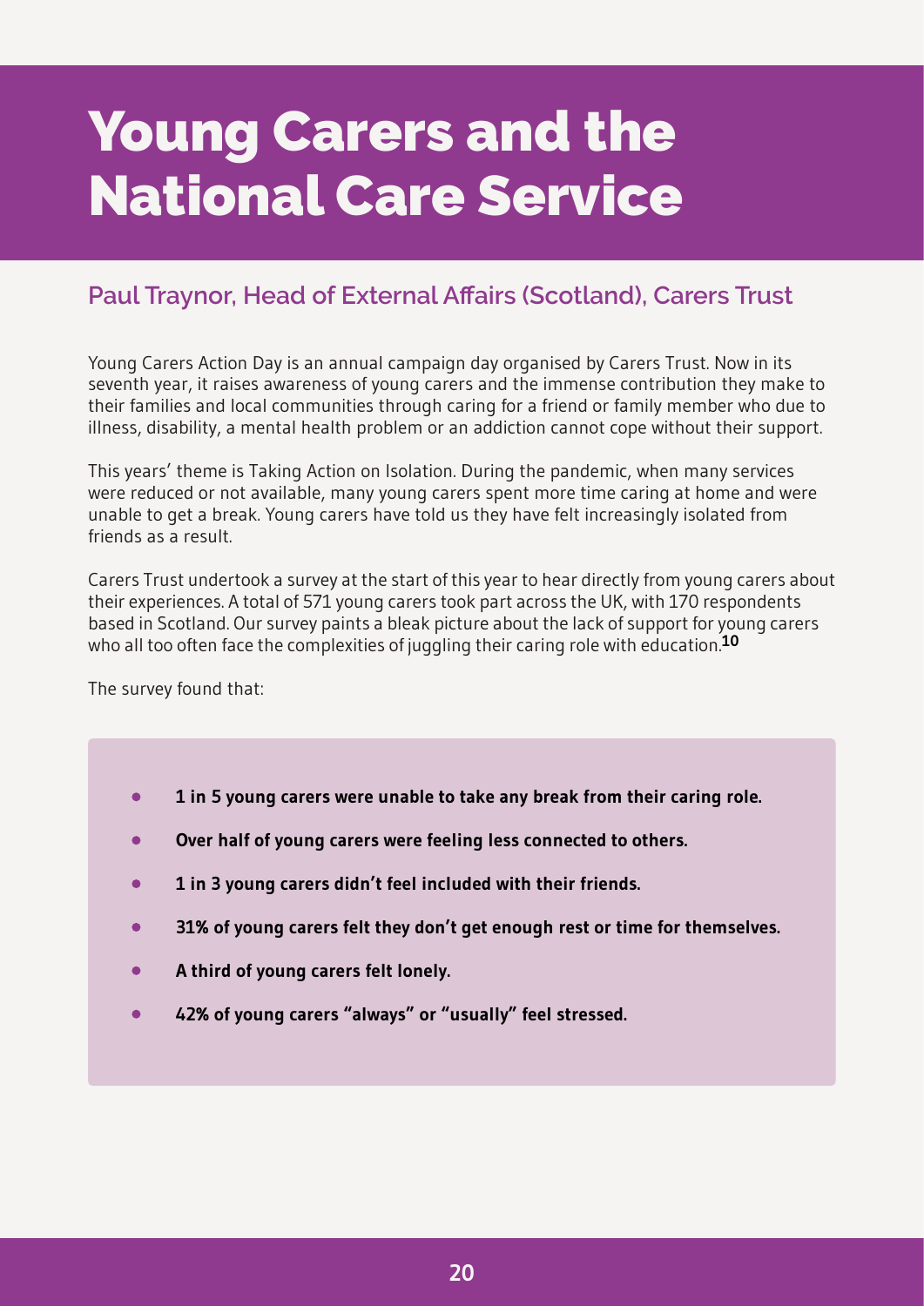# Young Carers and the National Care Service

## Paul Traynor, Head of External Affairs (Scotland), Carers Trust

Young Carers Action Day is an annual campaign day organised by Carers Trust. Now in its seventh year, it raises awareness of young carers and the immense contribution they make to their families and local communities through caring for a friend or family member who due to illness, disability, a mental health problem or an addiction cannot cope without their support.

This years' theme is Taking Action on Isolation. During the pandemic, when many services were reduced or not available, many young carers spent more time caring at home and were unable to get a break. Young carers have told us they have felt increasingly isolated from friends as a result.

Carers Trust undertook a survey at the start of this year to hear directly from young carers about their experiences. A total of 571 young carers took part across the UK, with 170 respondents based in Scotland. Our survey paints a bleak picture about the lack of support for young carers who all too often face the complexities of juggling their caring role with education.[10]

The survey found that:

- **1 in 5 young carers were unable to take any break from their caring role.**
- **Over half of young carers were feeling less connected to others.**
- **1 in 3 young carers didn't feel included with their friends.**
- **31% of young carers felt they don't get enough rest or time for themselves.**
- **A third of young carers felt lonely.**
- **42% of young carers "always" or "usually" feel stressed.**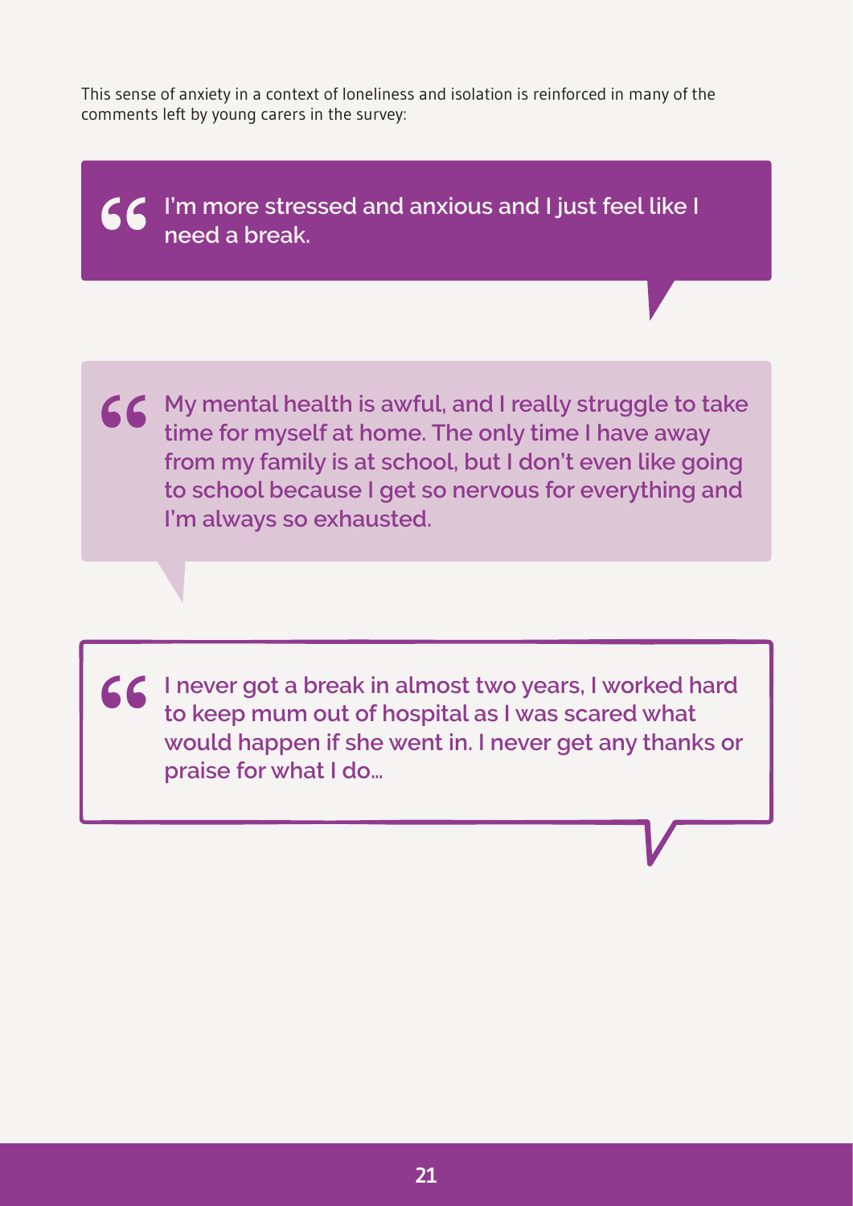This sense of anxiety in a context of loneliness and isolation is reinforced in many of the comments left by young carers in the survey:

> **I'm more stressed and anxious and I just feel like I need a break.**

> **My mental health is awful, and I really struggle to take time for myself at home. The only time I have away from my family is at school, but I don't even like going to school because I get so nervous for everything and I'm always so exhausted.**

> **I never got a break in almost two years, I worked hard to keep mum out of hospital as I was scared what would happen if she went in. I never get any thanks or praise for what I do…**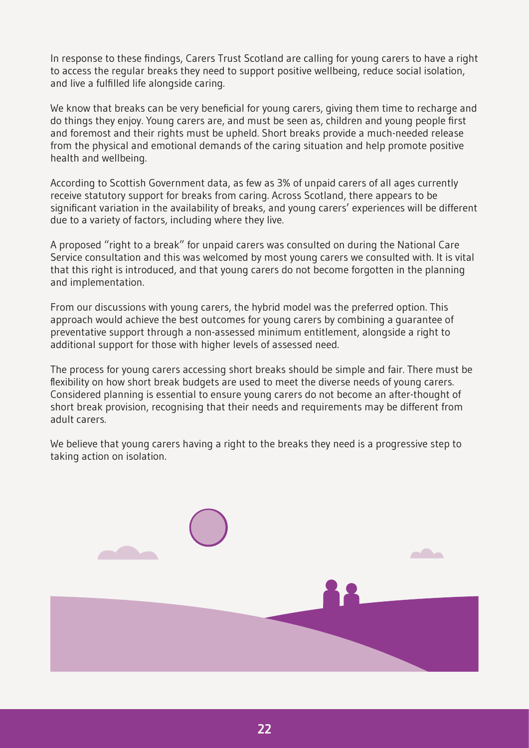In response to these findings, Carers Trust Scotland are calling for young carers to have a right to access the regular breaks they need to support positive wellbeing, reduce social isolation, and live a fulfilled life alongside caring.

We know that breaks can be very beneficial for young carers, giving them time to recharge and do things they enjoy. Young carers are, and must be seen as, children and young people first and foremost and their rights must be upheld. Short breaks provide a much-needed release from the physical and emotional demands of the caring situation and help promote positive health and wellbeing.

According to Scottish Government data, as few as 3% of unpaid carers of all ages currently receive statutory support for breaks from caring. Across Scotland, there appears to be significant variation in the availability of breaks, and young carers' experiences will be different due to a variety of factors, including where they live.

A proposed "right to a break" for unpaid carers was consulted on during the National Care Service consultation and this was welcomed by most young carers we consulted with. It is vital that this right is introduced, and that young carers do not become forgotten in the planning and implementation.

From our discussions with young carers, the hybrid model was the preferred option. This approach would achieve the best outcomes for young carers by combining a guarantee of preventative support through a non-assessed minimum entitlement, alongside a right to additional support for those with higher levels of assessed need.

The process for young carers accessing short breaks should be simple and fair. There must be flexibility on how short break budgets are used to meet the diverse needs of young carers. Considered planning is essential to ensure young carers do not become an after-thought of short break provision, recognising that their needs and requirements may be different from adult carers.

We believe that young carers having a right to the breaks they need is a progressive step to taking action on isolation.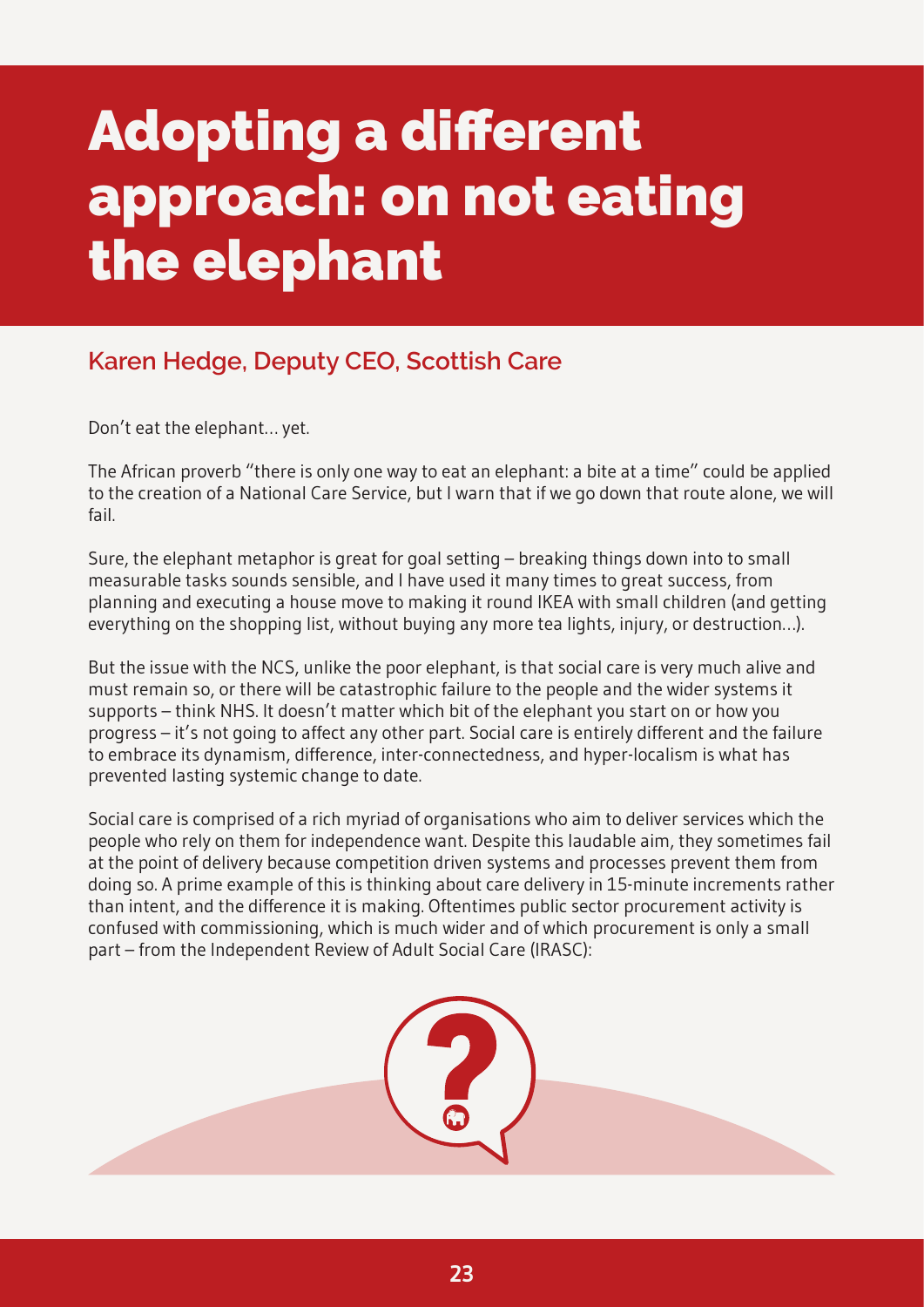# Adopting a different approach: on not eating the elephant

## Karen Hedge, Deputy CEO, Scottish Care

Don't eat the elephant… yet.

The African proverb "there is only one way to eat an elephant: a bite at a time" could be applied to the creation of a National Care Service, but I warn that if we go down that route alone, we will fail.

Sure, the elephant metaphor is great for goal setting – breaking things down into to small measurable tasks sounds sensible, and I have used it many times to great success, from planning and executing a house move to making it round IKEA with small children (and getting everything on the shopping list, without buying any more tea lights, injury, or destruction…).

But the issue with the NCS, unlike the poor elephant, is that social care is very much alive and must remain so, or there will be catastrophic failure to the people and the wider systems it supports – think NHS. It doesn't matter which bit of the elephant you start on or how you progress – it's not going to affect any other part. Social care is entirely different and the failure to embrace its dynamism, difference, inter-connectedness, and hyper-localism is what has prevented lasting systemic change to date.

Social care is comprised of a rich myriad of organisations who aim to deliver services which the people who rely on them for independence want. Despite this laudable aim, they sometimes fail at the point of delivery because competition driven systems and processes prevent them from doing so. A prime example of this is thinking about care delivery in 15-minute increments rather than intent, and the difference it is making. Oftentimes public sector procurement activity is confused with commissioning, which is much wider and of which procurement is only a small part – from the Independent Review of Adult Social Care (IRASC):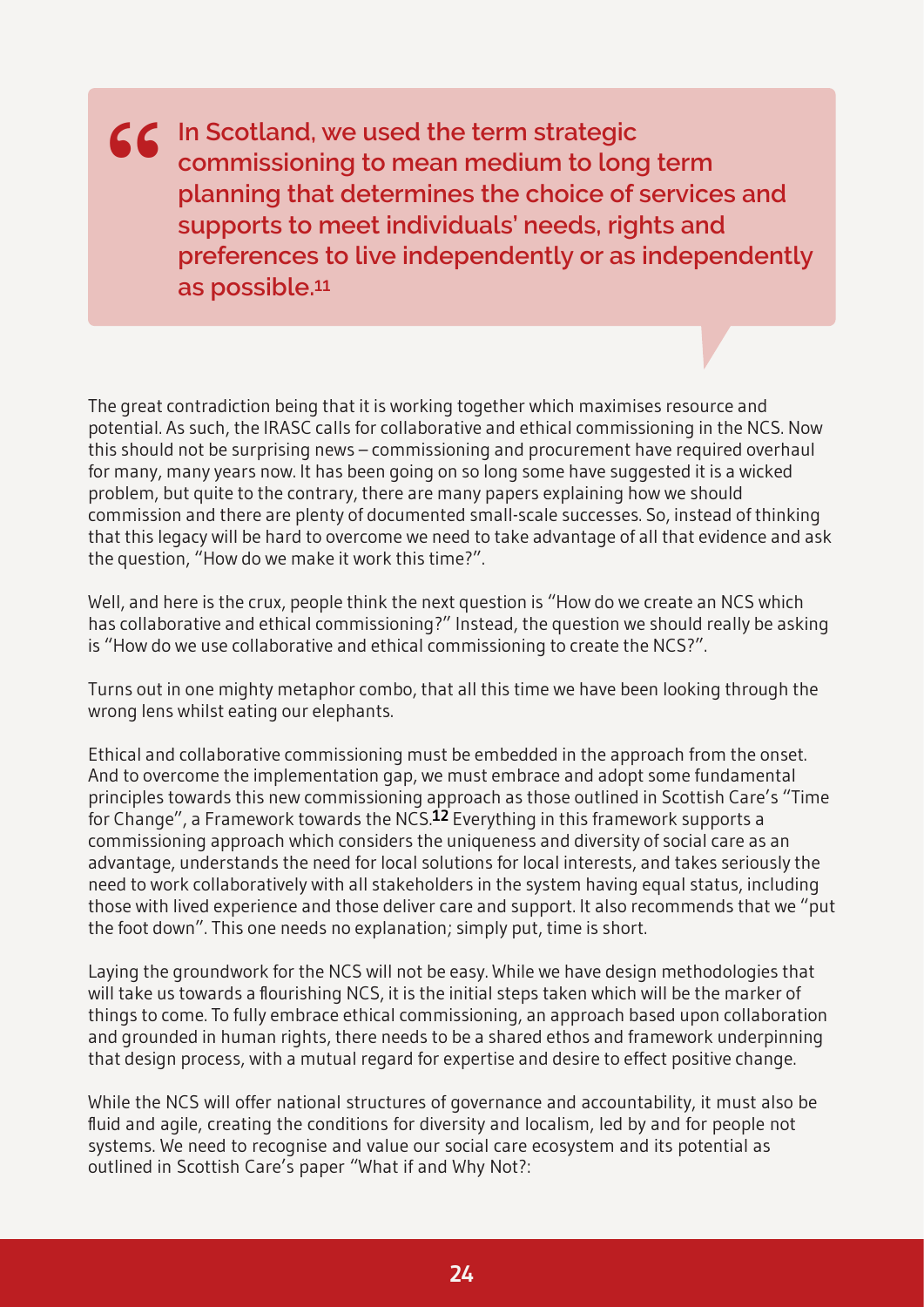> **In Scotland, we used the term strategic commissioning to mean medium to long term planning that determines the choice of services and supports to meet individuals' needs, rights and preferences to live independently or as independently as possible.[11]**

The great contradiction being that it is working together which maximises resource and potential. As such, the IRASC calls for collaborative and ethical commissioning in the NCS. Now this should not be surprising news – commissioning and procurement have required overhaul for many, many years now. It has been going on so long some have suggested it is a wicked problem, but quite to the contrary, there are many papers explaining how we should commission and there are plenty of documented small-scale successes. So, instead of thinking that this legacy will be hard to overcome we need to take advantage of all that evidence and ask the question, "How do we make it work this time?".

Well, and here is the crux, people think the next question is "How do we create an NCS which has collaborative and ethical commissioning?" Instead, the question we should really be asking is "How do we use collaborative and ethical commissioning to create the NCS?".

Turns out in one mighty metaphor combo, that all this time we have been looking through the wrong lens whilst eating our elephants.

Ethical and collaborative commissioning must be embedded in the approach from the onset. And to overcome the implementation gap, we must embrace and adopt some fundamental principles towards this new commissioning approach as those outlined in Scottish Care's "Time for Change", a Framework towards the NCS.[12] Everything in this framework supports a commissioning approach which considers the uniqueness and diversity of social care as an advantage, understands the need for local solutions for local interests, and takes seriously the need to work collaboratively with all stakeholders in the system having equal status, including those with lived experience and those deliver care and support. It also recommends that we "put the foot down". This one needs no explanation; simply put, time is short.

Laying the groundwork for the NCS will not be easy. While we have design methodologies that will take us towards a flourishing NCS, it is the initial steps taken which will be the marker of things to come. To fully embrace ethical commissioning, an approach based upon collaboration and grounded in human rights, there needs to be a shared ethos and framework underpinning that design process, with a mutual regard for expertise and desire to effect positive change.

While the NCS will offer national structures of governance and accountability, it must also be fluid and agile, creating the conditions for diversity and localism, led by and for people not systems. We need to recognise and value our social care ecosystem and its potential as outlined in Scottish Care's paper "What if and Why Not?: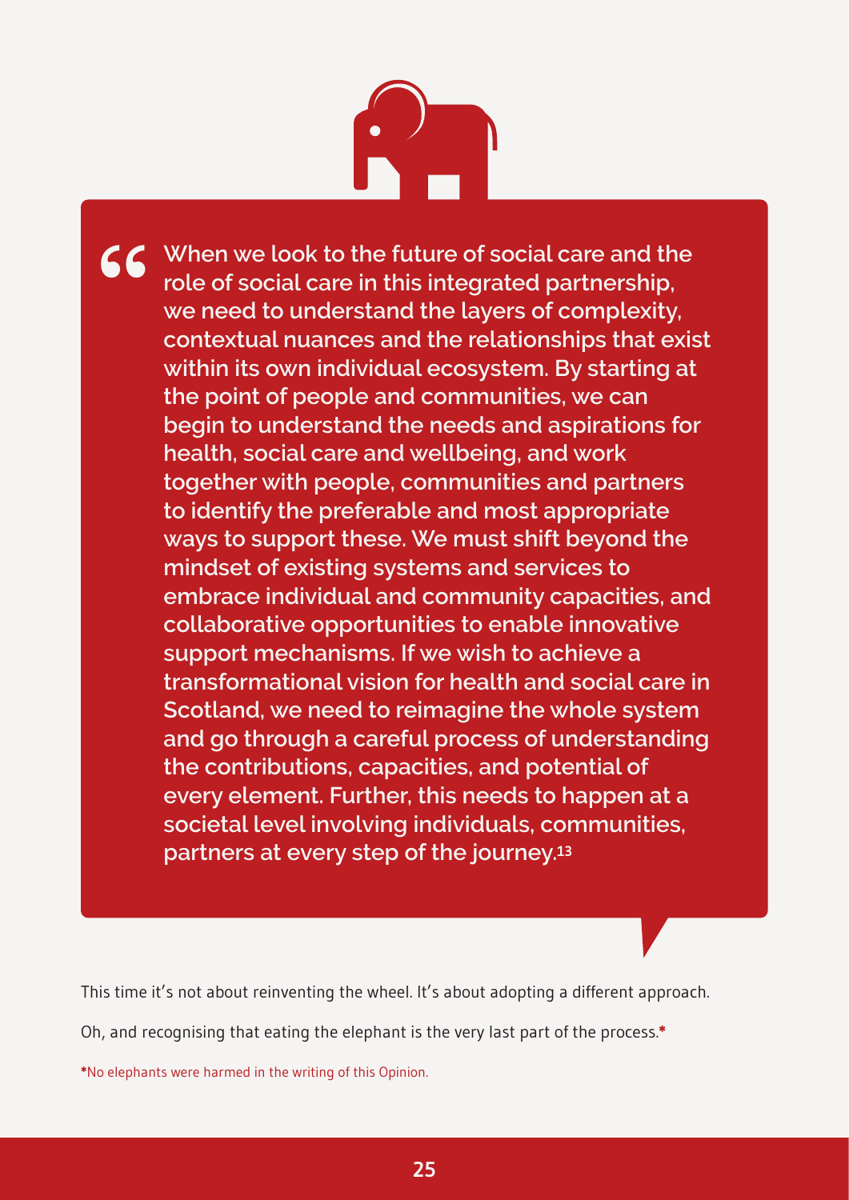> When we look to the future of social care and the role of social care in this integrated partnership, we need to understand the layers of complexity, contextual nuances and the relationships that exist within its own individual ecosystem. By starting at the point of people and communities, we can begin to understand the needs and aspirations for health, social care and wellbeing, and work together with people, communities and partners to identify the preferable and most appropriate ways to support these. We must shift beyond the mindset of existing systems and services to embrace individual and community capacities, and collaborative opportunities to enable innovative support mechanisms. If we wish to achieve a transformational vision for health and social care in Scotland, we need to reimagine the whole system and go through a careful process of understanding the contributions, capacities, and potential of every element. Further, this needs to happen at a societal level involving individuals, communities, partners at every step of the journey.[13]

This time it's not about reinventing the wheel. It's about adopting a different approach.

Oh, and recognising that eating the elephant is the very last part of the process.*

*No elephants were harmed in the writing of this Opinion.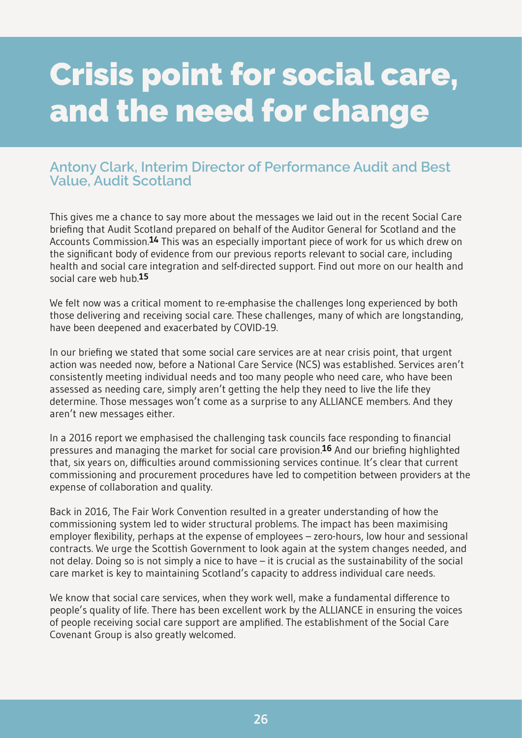# Crisis point for social care, and the need for change

## Antony Clark, Interim Director of Performance Audit and Best Value, Audit Scotland

This gives me a chance to say more about the messages we laid out in the recent Social Care briefing that Audit Scotland prepared on behalf of the Auditor General for Scotland and the Accounts Commission.[14] This was an especially important piece of work for us which drew on the significant body of evidence from our previous reports relevant to social care, including health and social care integration and self-directed support. Find out more on our health and social care web hub.[15]

We felt now was a critical moment to re-emphasise the challenges long experienced by both those delivering and receiving social care. These challenges, many of which are longstanding, have been deepened and exacerbated by COVID-19.

In our briefing we stated that some social care services are at near crisis point, that urgent action was needed now, before a National Care Service (NCS) was established. Services aren't consistently meeting individual needs and too many people who need care, who have been assessed as needing care, simply aren't getting the help they need to live the life they determine. Those messages won't come as a surprise to any ALLIANCE members. And they aren't new messages either.

In a 2016 report we emphasised the challenging task councils face responding to financial pressures and managing the market for social care provision.[16] And our briefing highlighted that, six years on, difficulties around commissioning services continue. It's clear that current commissioning and procurement procedures have led to competition between providers at the expense of collaboration and quality.

Back in 2016, The Fair Work Convention resulted in a greater understanding of how the commissioning system led to wider structural problems. The impact has been maximising employer flexibility, perhaps at the expense of employees – zero-hours, low hour and sessional contracts. We urge the Scottish Government to look again at the system changes needed, and not delay. Doing so is not simply a nice to have – it is crucial as the sustainability of the social care market is key to maintaining Scotland's capacity to address individual care needs.

We know that social care services, when they work well, make a fundamental difference to people's quality of life. There has been excellent work by the ALLIANCE in ensuring the voices of people receiving social care support are amplified. The establishment of the Social Care Covenant Group is also greatly welcomed.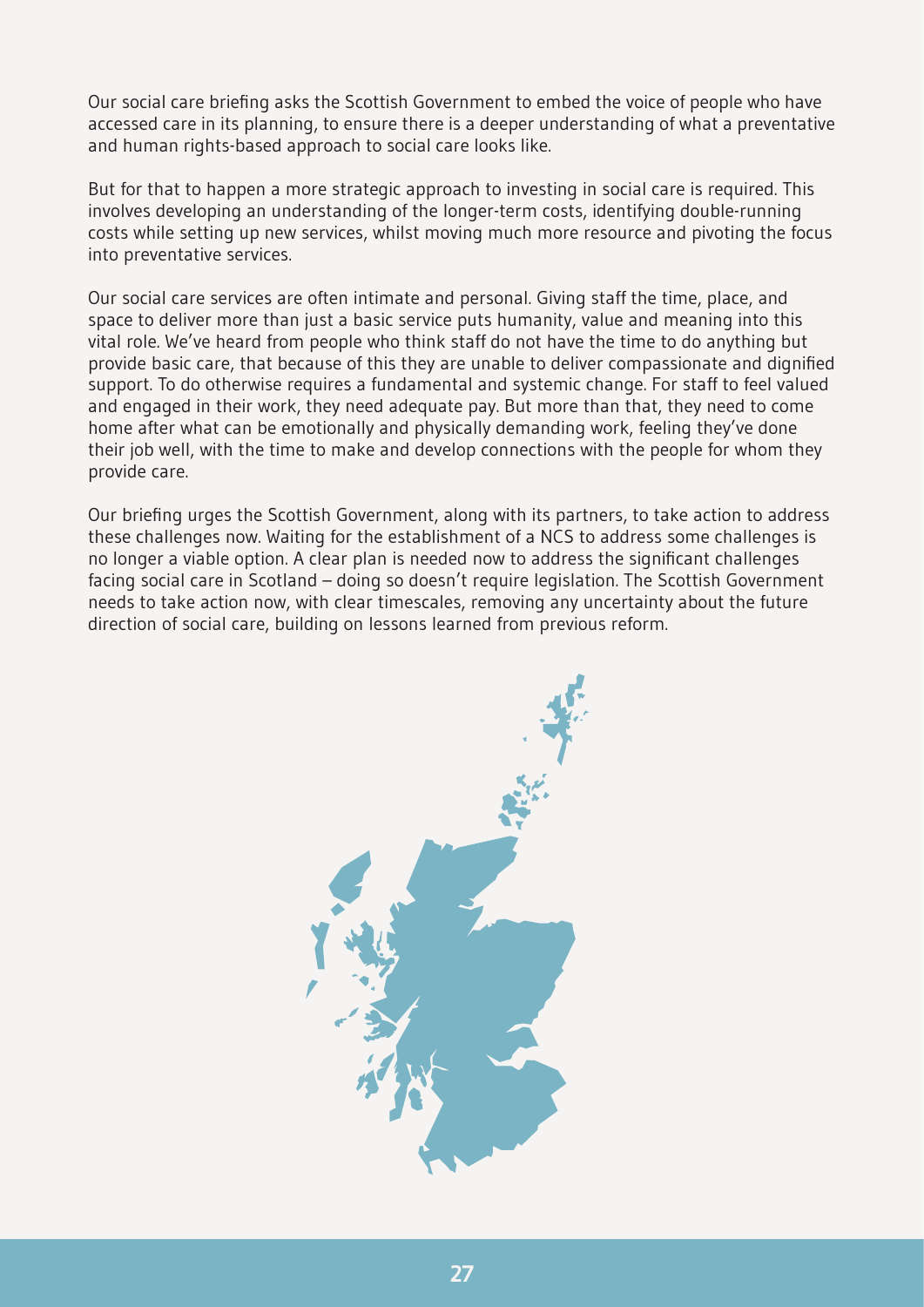Our social care briefing asks the Scottish Government to embed the voice of people who have accessed care in its planning, to ensure there is a deeper understanding of what a preventative and human rights-based approach to social care looks like.

But for that to happen a more strategic approach to investing in social care is required. This involves developing an understanding of the longer-term costs, identifying double-running costs while setting up new services, whilst moving much more resource and pivoting the focus into preventative services.

Our social care services are often intimate and personal. Giving staff the time, place, and space to deliver more than just a basic service puts humanity, value and meaning into this vital role. We've heard from people who think staff do not have the time to do anything but provide basic care, that because of this they are unable to deliver compassionate and dignified support. To do otherwise requires a fundamental and systemic change. For staff to feel valued and engaged in their work, they need adequate pay. But more than that, they need to come home after what can be emotionally and physically demanding work, feeling they've done their job well, with the time to make and develop connections with the people for whom they provide care.

Our briefing urges the Scottish Government, along with its partners, to take action to address these challenges now. Waiting for the establishment of a NCS to address some challenges is no longer a viable option. A clear plan is needed now to address the significant challenges facing social care in Scotland – doing so doesn't require legislation. The Scottish Government needs to take action now, with clear timescales, removing any uncertainty about the future direction of social care, building on lessons learned from previous reform.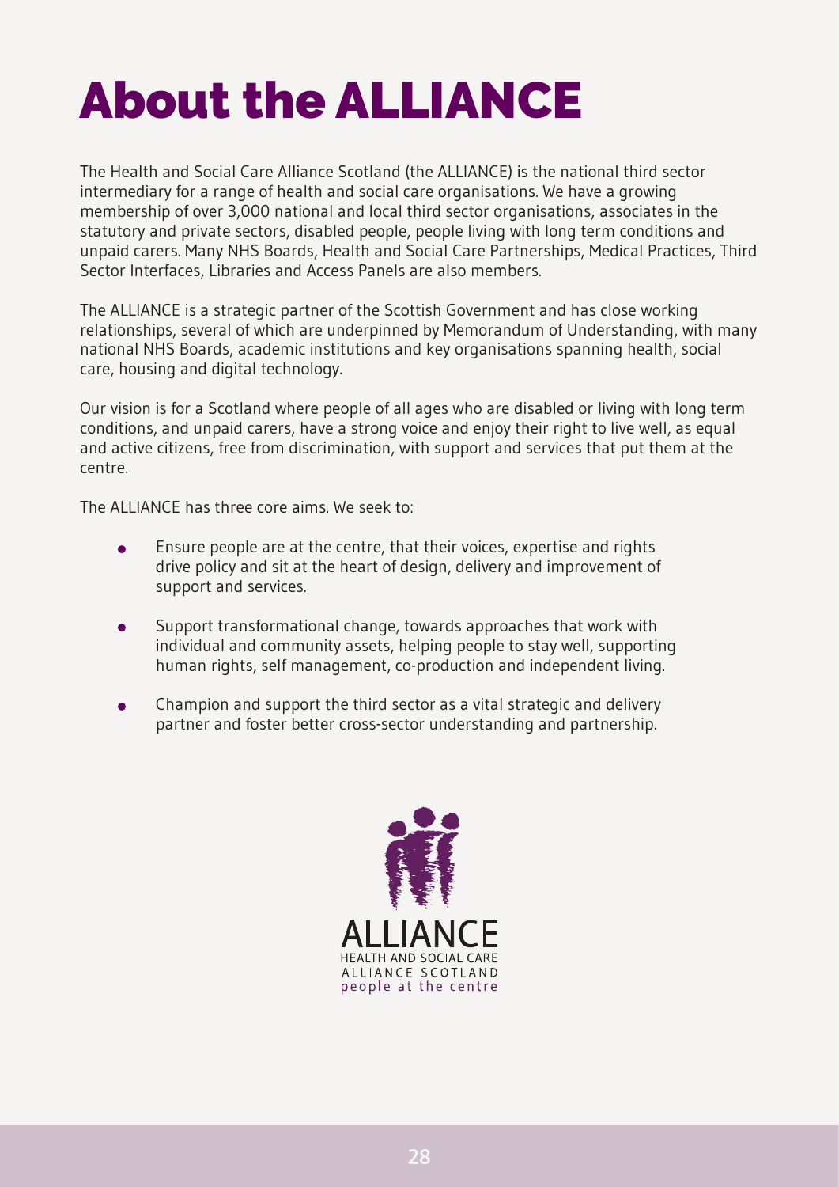# About the ALLIANCE

The Health and Social Care Alliance Scotland (the ALLIANCE) is the national third sector intermediary for a range of health and social care organisations. We have a growing membership of over 3,000 national and local third sector organisations, associates in the statutory and private sectors, disabled people, people living with long term conditions and unpaid carers. Many NHS Boards, Health and Social Care Partnerships, Medical Practices, Third Sector Interfaces, Libraries and Access Panels are also members.

The ALLIANCE is a strategic partner of the Scottish Government and has close working relationships, several of which are underpinned by Memorandum of Understanding, with many national NHS Boards, academic institutions and key organisations spanning health, social care, housing and digital technology.

Our vision is for a Scotland where people of all ages who are disabled or living with long term conditions, and unpaid carers, have a strong voice and enjoy their right to live well, as equal and active citizens, free from discrimination, with support and services that put them at the centre.

The ALLIANCE has three core aims. We seek to:

- Ensure people are at the centre, that their voices, expertise and rights drive policy and sit at the heart of design, delivery and improvement of support and services.
- Support transformational change, towards approaches that work with individual and community assets, helping people to stay well, supporting human rights, self management, co-production and independent living.
- Champion and support the third sector as a vital strategic and delivery partner and foster better cross-sector understanding and partnership.

ALLIANCE
HEALTH AND SOCIAL CARE
ALLIANCE SCOTLAND
people at the centre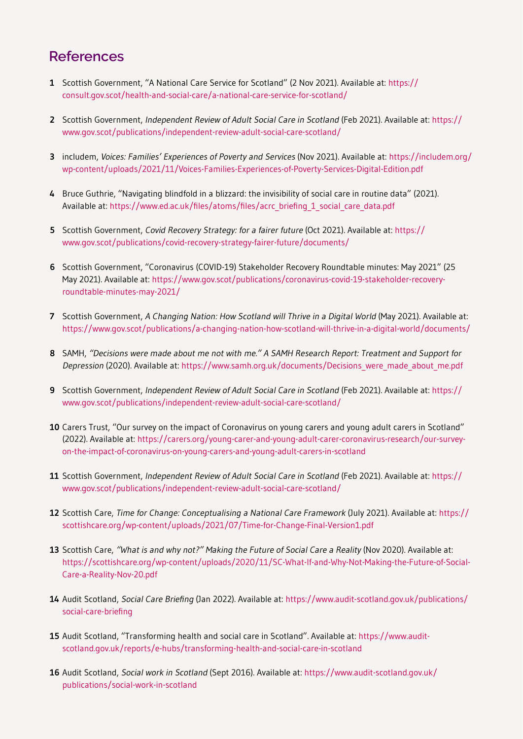## References

1. Scottish Government, "A National Care Service for Scotland" (2 Nov 2021). Available at: https://consult.gov.scot/health-and-social-care/a-national-care-service-for-scotland/

2. Scottish Government, *Independent Review of Adult Social Care in Scotland* (Feb 2021). Available at: https://www.gov.scot/publications/independent-review-adult-social-care-scotland/

3. includem, *Voices: Families' Experiences of Poverty and Services* (Nov 2021). Available at: https://includem.org/wp-content/uploads/2021/11/Voices-Families-Experiences-of-Poverty-Services-Digital-Edition.pdf

4. Bruce Guthrie, "Navigating blindfold in a blizzard: the invisibility of social care in routine data" (2021). Available at: https://www.ed.ac.uk/files/atoms/files/acrc_briefing_1_social_care_data.pdf

5. Scottish Government, *Covid Recovery Strategy: for a fairer future* (Oct 2021). Available at: https://www.gov.scot/publications/covid-recovery-strategy-fairer-future/documents/

6. Scottish Government, "Coronavirus (COVID-19) Stakeholder Recovery Roundtable minutes: May 2021" (25 May 2021). Available at: https://www.gov.scot/publications/coronavirus-covid-19-stakeholder-recovery-roundtable-minutes-may-2021/

7. Scottish Government, *A Changing Nation: How Scotland will Thrive in a Digital World* (May 2021). Available at: https://www.gov.scot/publications/a-changing-nation-how-scotland-will-thrive-in-a-digital-world/documents/

8. SAMH, *"Decisions were made about me not with me." A SAMH Research Report: Treatment and Support for Depression* (2020). Available at: https://www.samh.org.uk/documents/Decisions_were_made_about_me.pdf

9. Scottish Government, *Independent Review of Adult Social Care in Scotland* (Feb 2021). Available at: https://www.gov.scot/publications/independent-review-adult-social-care-scotland/

10. Carers Trust, "Our survey on the impact of Coronavirus on young carers and young adult carers in Scotland" (2022). Available at: https://carers.org/young-carer-and-young-adult-carer-coronavirus-research/our-survey-on-the-impact-of-coronavirus-on-young-carers-and-young-adult-carers-in-scotland

11. Scottish Government, *Independent Review of Adult Social Care in Scotland* (Feb 2021). Available at: https://www.gov.scot/publications/independent-review-adult-social-care-scotland/

12. Scottish Care, *Time for Change: Conceptualising a National Care Framework* (July 2021). Available at: https://scottishcare.org/wp-content/uploads/2021/07/Time-for-Change-Final-Version1.pdf

13. Scottish Care, *"What is and why not?" Making the Future of Social Care a Reality* (Nov 2020). Available at: https://scottishcare.org/wp-content/uploads/2020/11/SC-What-If-and-Why-Not-Making-the-Future-of-Social-Care-a-Reality-Nov-20.pdf

14. Audit Scotland, *Social Care Briefing* (Jan 2022). Available at: https://www.audit-scotland.gov.uk/publications/social-care-briefing

15. Audit Scotland, "Transforming health and social care in Scotland". Available at: https://www.audit-scotland.gov.uk/reports/e-hubs/transforming-health-and-social-care-in-scotland

16. Audit Scotland, *Social work in Scotland* (Sept 2016). Available at: https://www.audit-scotland.gov.uk/publications/social-work-in-scotland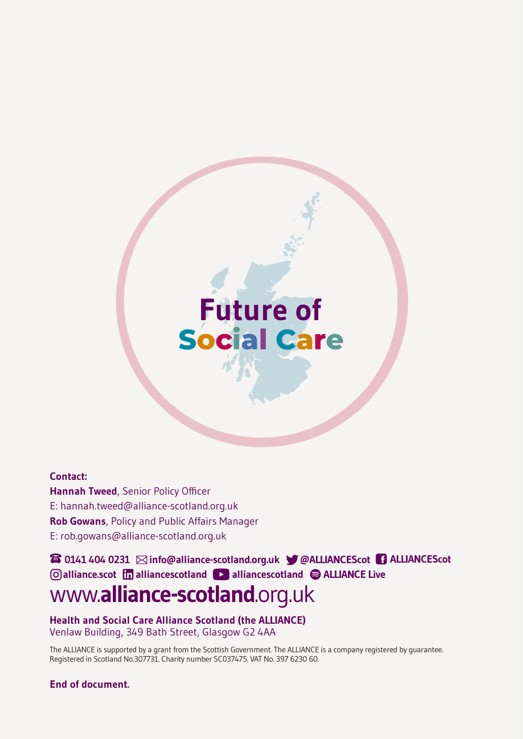# Future of Social Care

**Contact:**

**Hannah Tweed**, Senior Policy Officer
E: hannah.tweed@alliance-scotland.org.uk
**Rob Gowans**, Policy and Public Affairs Manager
E: rob.gowans@alliance-scotland.org.uk

**0141 404 0231** **info@alliance-scotland.org.uk** **@ALLIANCEScot** **ALLIANCEScot**
**alliance.scot** **alliancescotland** **alliancescotland** **ALLIANCE Live**

www.**alliance-scotland**.org.uk

**Health and Social Care Alliance Scotland (the ALLIANCE)**
Venlaw Building, 349 Bath Street, Glasgow G2 4AA

The ALLIANCE is supported by a grant from the Scottish Government. The ALLIANCE is a company registered by guarantee. Registered in Scotland No.307731. Charity number SC037475. VAT No. 397 6230 60.

**End of document.**